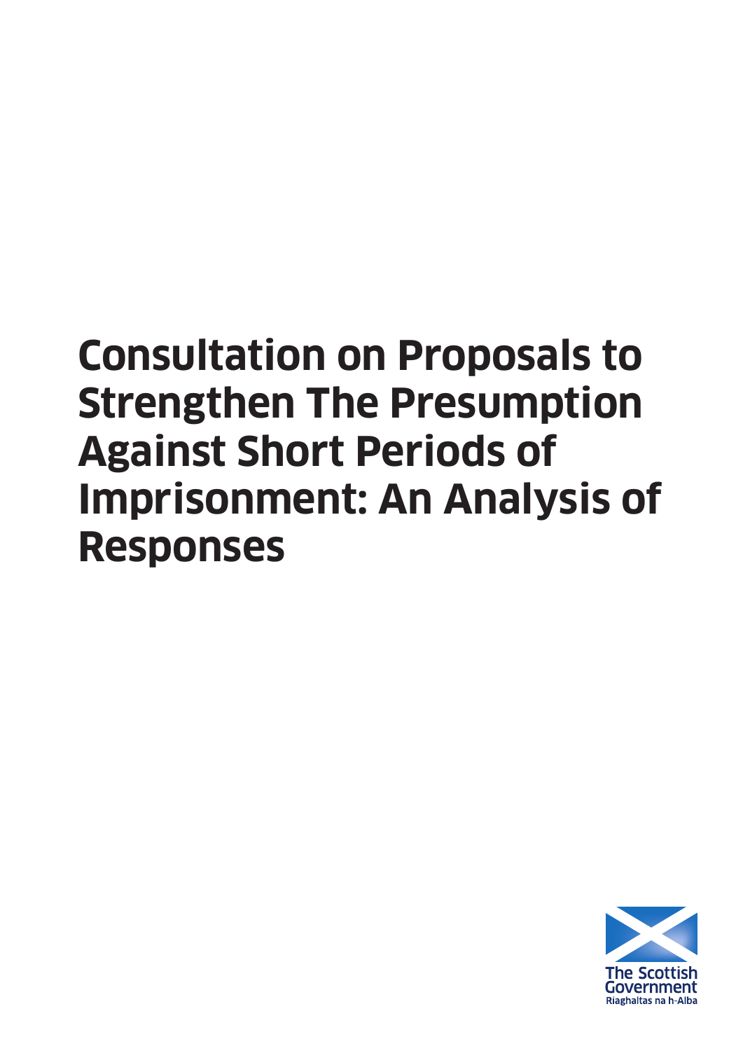# Consultation on Proposals to Strengthen The Presumption Against Short Periods of Imprisonment: An Analysis of Responses

The Scottish Government
Riaghaltas na h-Alba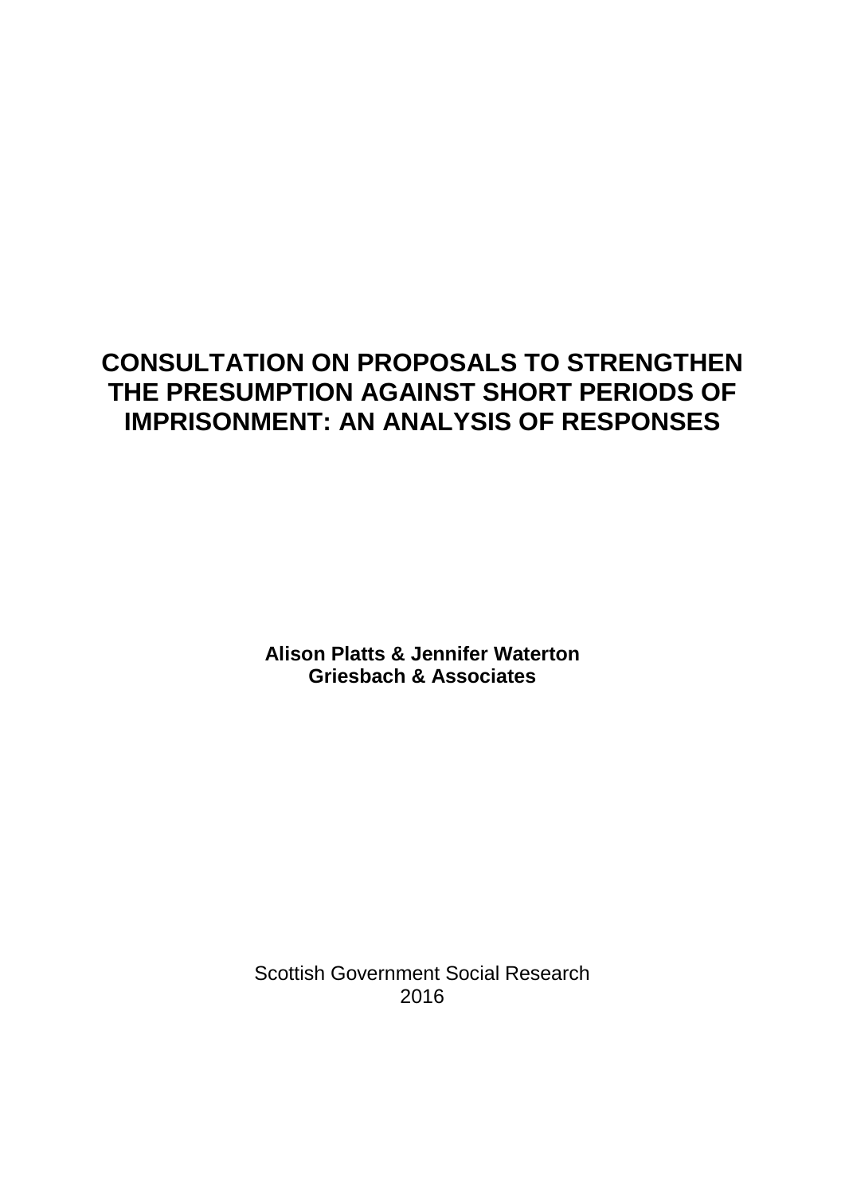# CONSULTATION ON PROPOSALS TO STRENGTHEN THE PRESUMPTION AGAINST SHORT PERIODS OF IMPRISONMENT: AN ANALYSIS OF RESPONSES

**Alison Platts & Jennifer Waterton**
**Griesbach & Associates**

Scottish Government Social Research
2016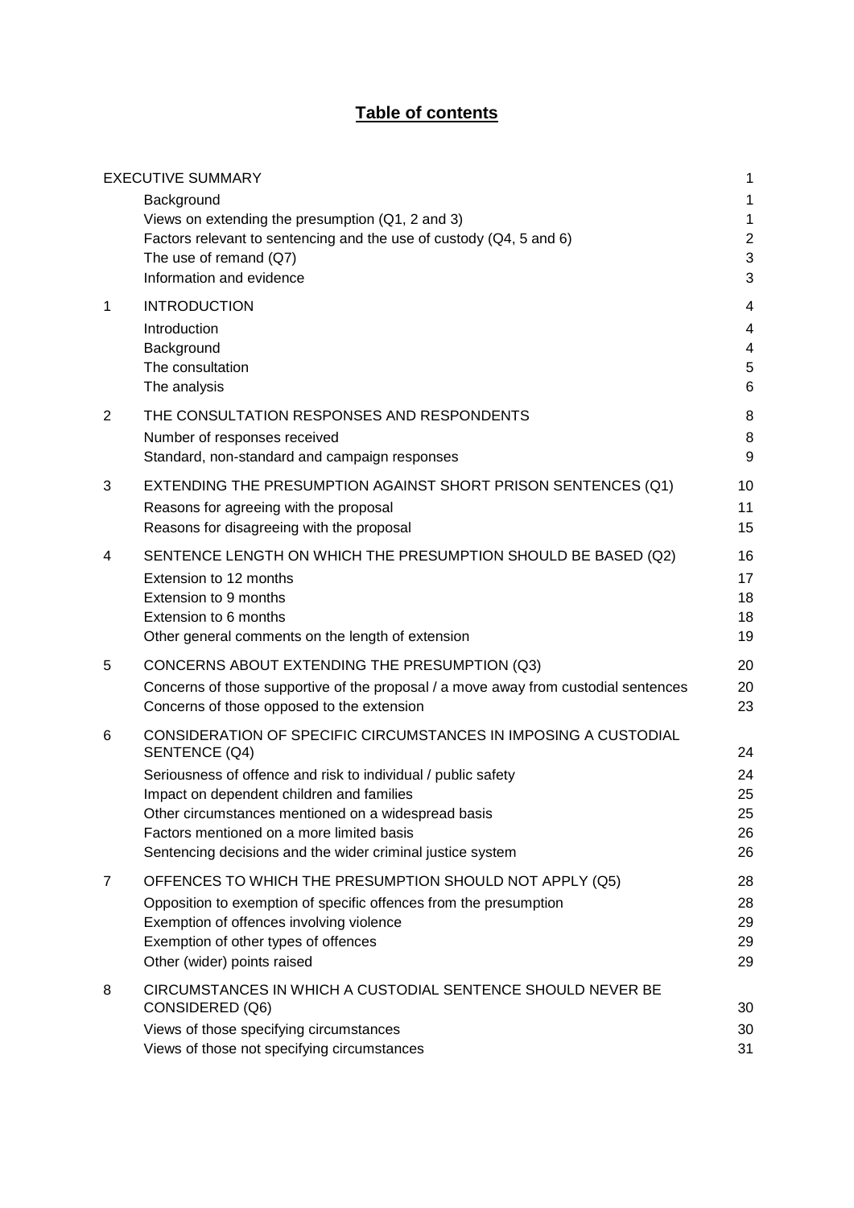# Table of contents

| | | |
|---|---|---|
| | EXECUTIVE SUMMARY | 1 |
| | Background | 1 |
| | Views on extending the presumption (Q1, 2 and 3) | 1 |
| | Factors relevant to sentencing and the use of custody (Q4, 5 and 6) | 2 |
| | The use of remand (Q7) | 3 |
| | Information and evidence | 3 |
| 1 | INTRODUCTION | 4 |
| | Introduction | 4 |
| | Background | 4 |
| | The consultation | 5 |
| | The analysis | 6 |
| 2 | THE CONSULTATION RESPONSES AND RESPONDENTS | 8 |
| | Number of responses received | 8 |
| | Standard, non-standard and campaign responses | 9 |
| 3 | EXTENDING THE PRESUMPTION AGAINST SHORT PRISON SENTENCES (Q1) | 10 |
| | Reasons for agreeing with the proposal | 11 |
| | Reasons for disagreeing with the proposal | 15 |
| 4 | SENTENCE LENGTH ON WHICH THE PRESUMPTION SHOULD BE BASED (Q2) | 16 |
| | Extension to 12 months | 17 |
| | Extension to 9 months | 18 |
| | Extension to 6 months | 18 |
| | Other general comments on the length of extension | 19 |
| 5 | CONCERNS ABOUT EXTENDING THE PRESUMPTION (Q3) | 20 |
| | Concerns of those supportive of the proposal / a move away from custodial sentences | 20 |
| | Concerns of those opposed to the extension | 23 |
| 6 | CONSIDERATION OF SPECIFIC CIRCUMSTANCES IN IMPOSING A CUSTODIAL SENTENCE (Q4) | 24 |
| | Seriousness of offence and risk to individual / public safety | 24 |
| | Impact on dependent children and families | 25 |
| | Other circumstances mentioned on a widespread basis | 25 |
| | Factors mentioned on a more limited basis | 26 |
| | Sentencing decisions and the wider criminal justice system | 26 |
| 7 | OFFENCES TO WHICH THE PRESUMPTION SHOULD NOT APPLY (Q5) | 28 |
| | Opposition to exemption of specific offences from the presumption | 28 |
| | Exemption of offences involving violence | 29 |
| | Exemption of other types of offences | 29 |
| | Other (wider) points raised | 29 |
| 8 | CIRCUMSTANCES IN WHICH A CUSTODIAL SENTENCE SHOULD NEVER BE CONSIDERED (Q6) | 30 |
| | Views of those specifying circumstances | 30 |
| | Views of those not specifying circumstances | 31 |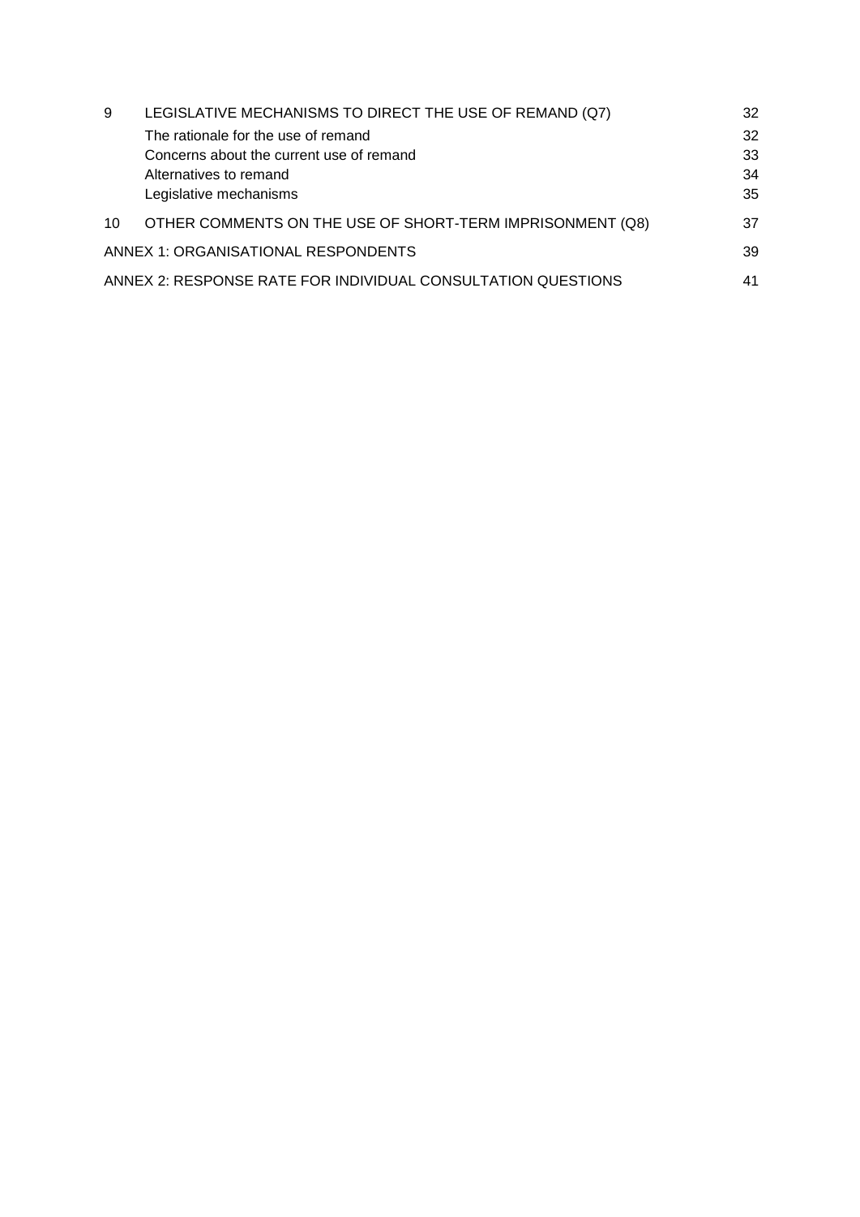| | | |
|---|---|---|
| 9 | LEGISLATIVE MECHANISMS TO DIRECT THE USE OF REMAND (Q7) | 32 |
| | The rationale for the use of remand | 32 |
| | Concerns about the current use of remand | 33 |
| | Alternatives to remand | 34 |
| | Legislative mechanisms | 35 |
| 10 | OTHER COMMENTS ON THE USE OF SHORT-TERM IMPRISONMENT (Q8) | 37 |
| ANNEX 1: ORGANISATIONAL RESPONDENTS | | 39 |
| ANNEX 2: RESPONSE RATE FOR INDIVIDUAL CONSULTATION QUESTIONS | | 41 |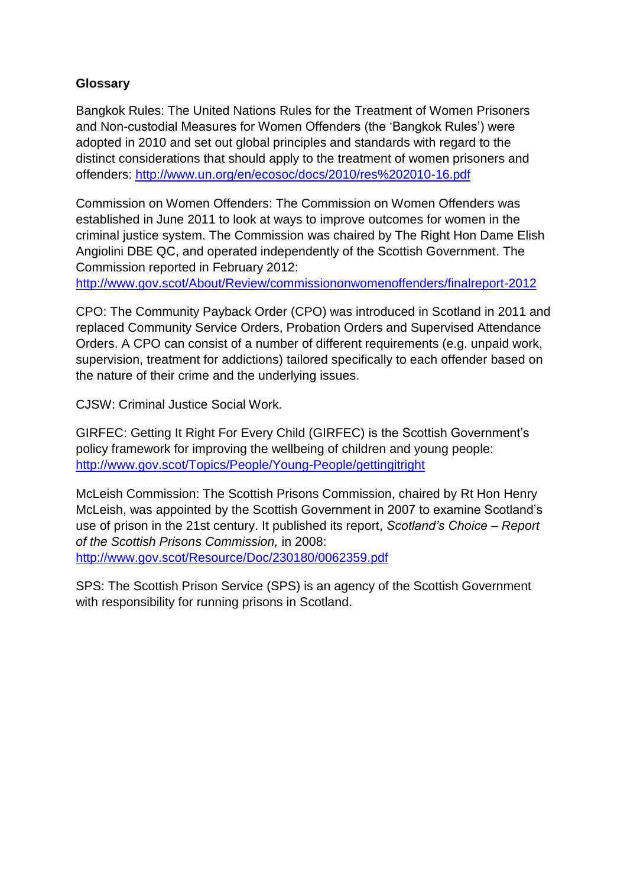**Glossary**

Bangkok Rules: The United Nations Rules for the Treatment of Women Prisoners and Non-custodial Measures for Women Offenders (the 'Bangkok Rules') were adopted in 2010 and set out global principles and standards with regard to the distinct considerations that should apply to the treatment of women prisoners and offenders: http://www.un.org/en/ecosoc/docs/2010/res%202010-16.pdf

Commission on Women Offenders: The Commission on Women Offenders was established in June 2011 to look at ways to improve outcomes for women in the criminal justice system. The Commission was chaired by The Right Hon Dame Elish Angiolini DBE QC, and operated independently of the Scottish Government. The Commission reported in February 2012: http://www.gov.scot/About/Review/commissiononwomenoffenders/finalreport-2012

CPO: The Community Payback Order (CPO) was introduced in Scotland in 2011 and replaced Community Service Orders, Probation Orders and Supervised Attendance Orders. A CPO can consist of a number of different requirements (e.g. unpaid work, supervision, treatment for addictions) tailored specifically to each offender based on the nature of their crime and the underlying issues.

CJSW: Criminal Justice Social Work.

GIRFEC: Getting It Right For Every Child (GIRFEC) is the Scottish Government's policy framework for improving the wellbeing of children and young people: http://www.gov.scot/Topics/People/Young-People/gettingitright

McLeish Commission: The Scottish Prisons Commission, chaired by Rt Hon Henry McLeish, was appointed by the Scottish Government in 2007 to examine Scotland's use of prison in the 21st century. It published its report, *Scotland's Choice – Report of the Scottish Prisons Commission,* in 2008: http://www.gov.scot/Resource/Doc/230180/0062359.pdf

SPS: The Scottish Prison Service (SPS) is an agency of the Scottish Government with responsibility for running prisons in Scotland.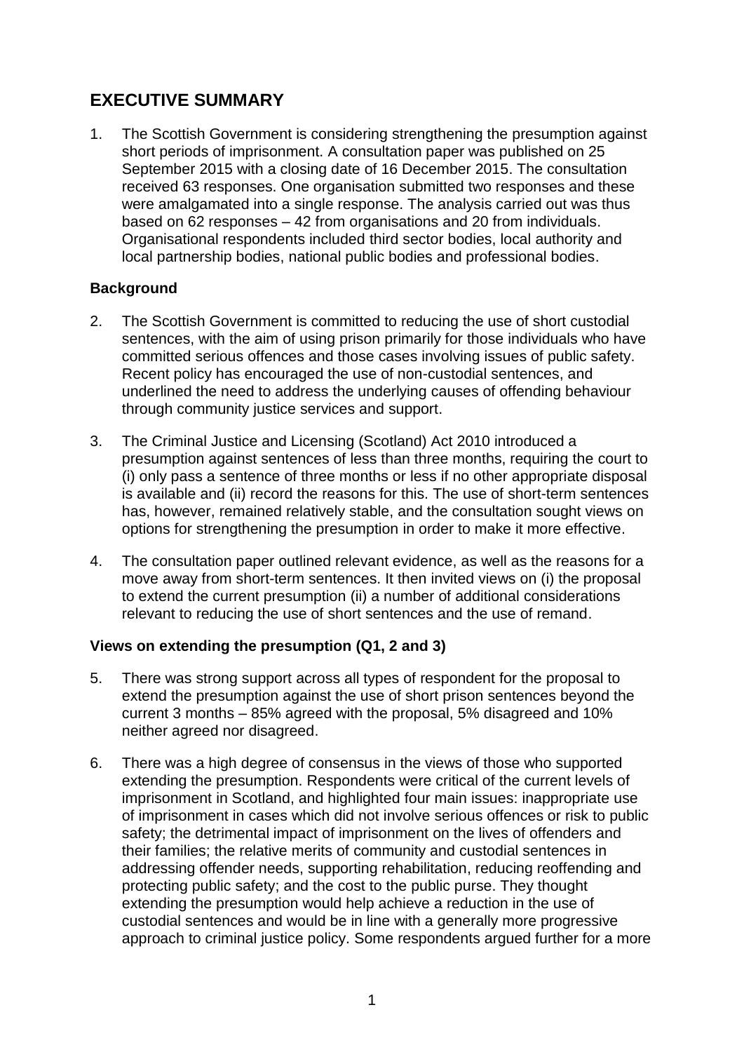## EXECUTIVE SUMMARY

1. The Scottish Government is considering strengthening the presumption against short periods of imprisonment. A consultation paper was published on 25 September 2015 with a closing date of 16 December 2015. The consultation received 63 responses. One organisation submitted two responses and these were amalgamated into a single response. The analysis carried out was thus based on 62 responses – 42 from organisations and 20 from individuals. Organisational respondents included third sector bodies, local authority and local partnership bodies, national public bodies and professional bodies.

### Background

2. The Scottish Government is committed to reducing the use of short custodial sentences, with the aim of using prison primarily for those individuals who have committed serious offences and those cases involving issues of public safety. Recent policy has encouraged the use of non-custodial sentences, and underlined the need to address the underlying causes of offending behaviour through community justice services and support.

3. The Criminal Justice and Licensing (Scotland) Act 2010 introduced a presumption against sentences of less than three months, requiring the court to (i) only pass a sentence of three months or less if no other appropriate disposal is available and (ii) record the reasons for this. The use of short-term sentences has, however, remained relatively stable, and the consultation sought views on options for strengthening the presumption in order to make it more effective.

4. The consultation paper outlined relevant evidence, as well as the reasons for a move away from short-term sentences. It then invited views on (i) the proposal to extend the current presumption (ii) a number of additional considerations relevant to reducing the use of short sentences and the use of remand.

### Views on extending the presumption (Q1, 2 and 3)

5. There was strong support across all types of respondent for the proposal to extend the presumption against the use of short prison sentences beyond the current 3 months – 85% agreed with the proposal, 5% disagreed and 10% neither agreed nor disagreed.

6. There was a high degree of consensus in the views of those who supported extending the presumption. Respondents were critical of the current levels of imprisonment in Scotland, and highlighted four main issues: inappropriate use of imprisonment in cases which did not involve serious offences or risk to public safety; the detrimental impact of imprisonment on the lives of offenders and their families; the relative merits of community and custodial sentences in addressing offender needs, supporting rehabilitation, reducing reoffending and protecting public safety; and the cost to the public purse. They thought extending the presumption would help achieve a reduction in the use of custodial sentences and would be in line with a generally more progressive approach to criminal justice policy. Some respondents argued further for a more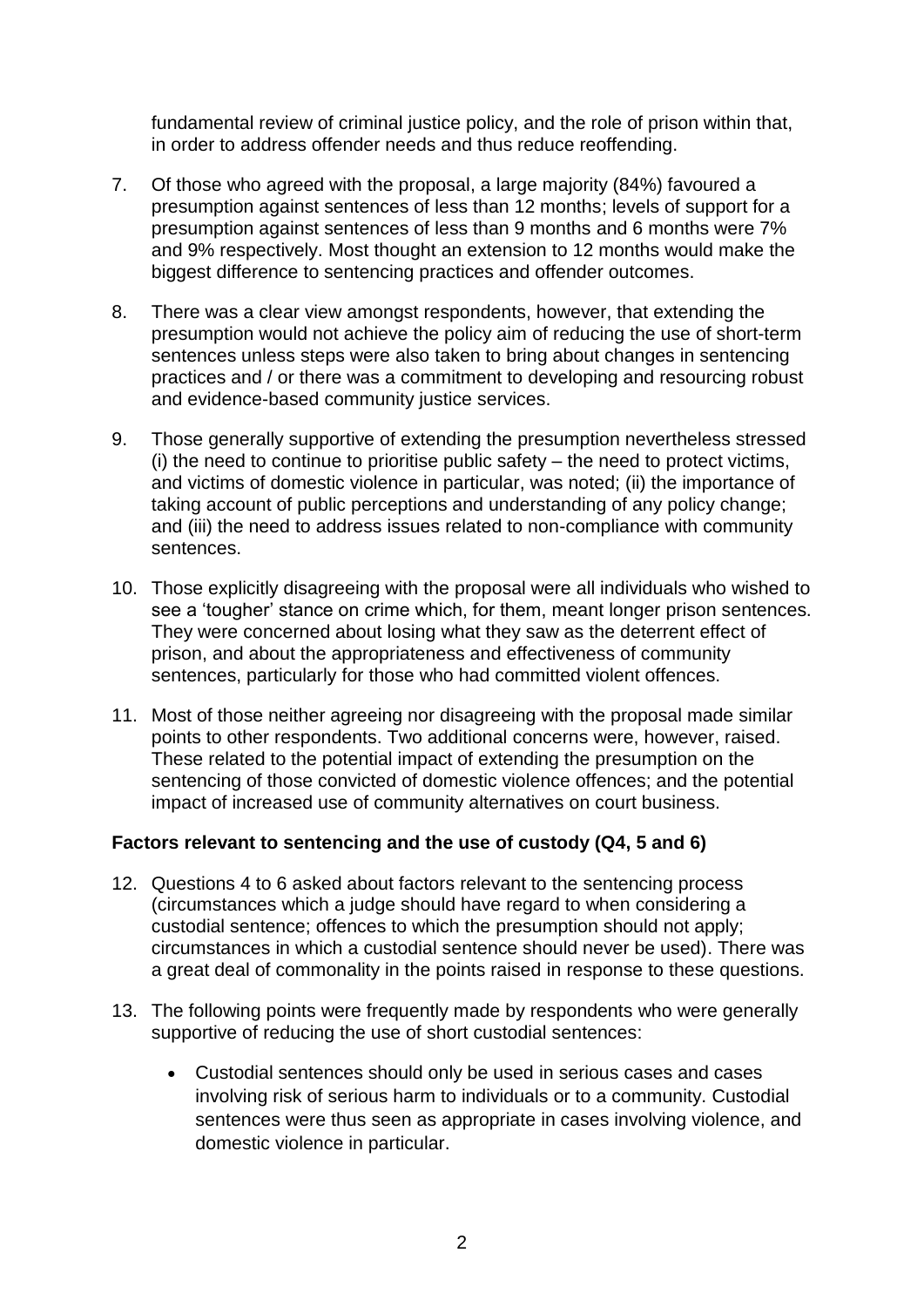fundamental review of criminal justice policy, and the role of prison within that, in order to address offender needs and thus reduce reoffending.

7. Of those who agreed with the proposal, a large majority (84%) favoured a presumption against sentences of less than 12 months; levels of support for a presumption against sentences of less than 9 months and 6 months were 7% and 9% respectively. Most thought an extension to 12 months would make the biggest difference to sentencing practices and offender outcomes.

8. There was a clear view amongst respondents, however, that extending the presumption would not achieve the policy aim of reducing the use of short-term sentences unless steps were also taken to bring about changes in sentencing practices and / or there was a commitment to developing and resourcing robust and evidence-based community justice services.

9. Those generally supportive of extending the presumption nevertheless stressed (i) the need to continue to prioritise public safety – the need to protect victims, and victims of domestic violence in particular, was noted; (ii) the importance of taking account of public perceptions and understanding of any policy change; and (iii) the need to address issues related to non-compliance with community sentences.

10. Those explicitly disagreeing with the proposal were all individuals who wished to see a 'tougher' stance on crime which, for them, meant longer prison sentences. They were concerned about losing what they saw as the deterrent effect of prison, and about the appropriateness and effectiveness of community sentences, particularly for those who had committed violent offences.

11. Most of those neither agreeing nor disagreeing with the proposal made similar points to other respondents. Two additional concerns were, however, raised. These related to the potential impact of extending the presumption on the sentencing of those convicted of domestic violence offences; and the potential impact of increased use of community alternatives on court business.

**Factors relevant to sentencing and the use of custody (Q4, 5 and 6)**

12. Questions 4 to 6 asked about factors relevant to the sentencing process (circumstances which a judge should have regard to when considering a custodial sentence; offences to which the presumption should not apply; circumstances in which a custodial sentence should never be used). There was a great deal of commonality in the points raised in response to these questions.

13. The following points were frequently made by respondents who were generally supportive of reducing the use of short custodial sentences:

    - Custodial sentences should only be used in serious cases and cases involving risk of serious harm to individuals or to a community. Custodial sentences were thus seen as appropriate in cases involving violence, and domestic violence in particular.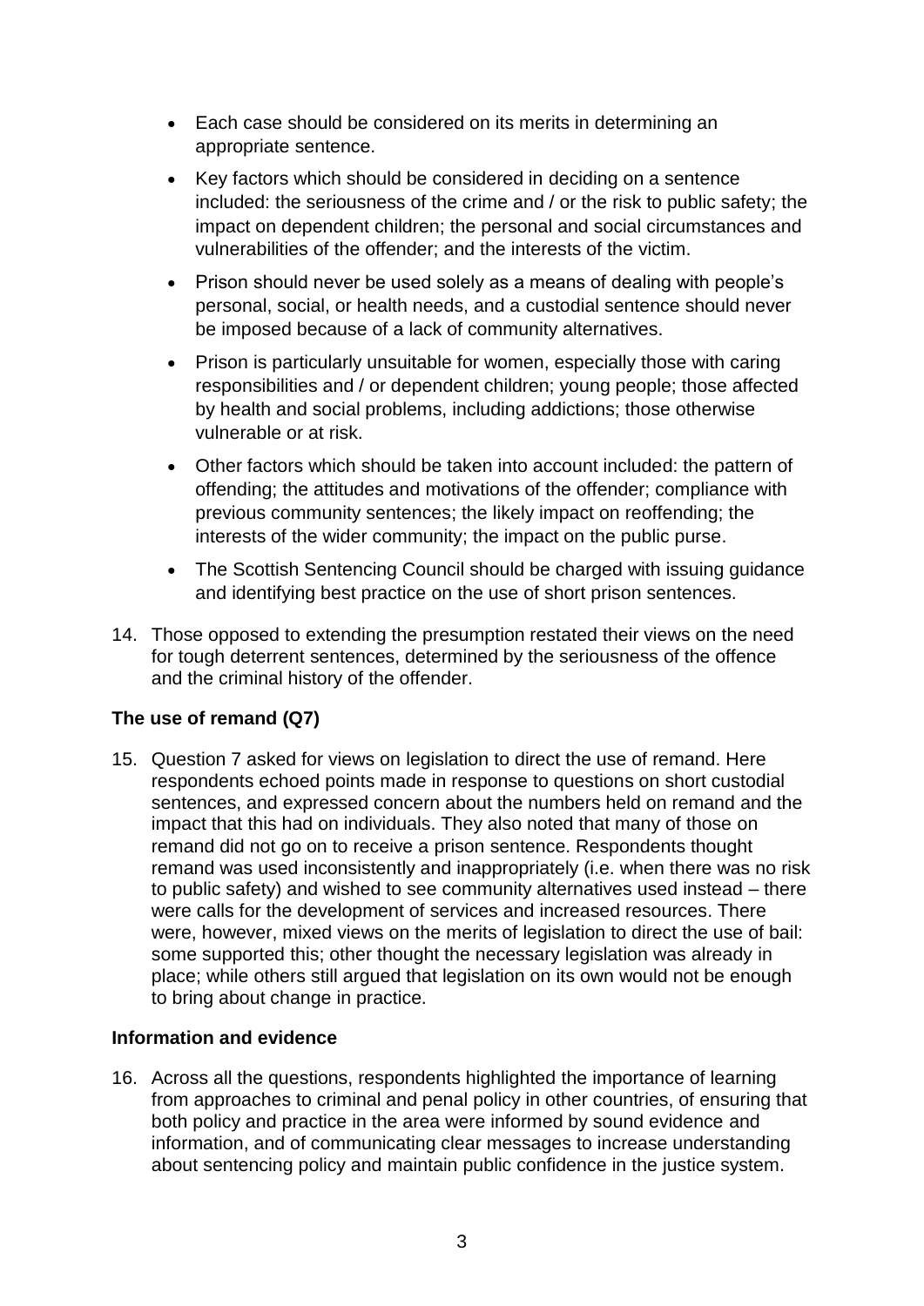- Each case should be considered on its merits in determining an appropriate sentence.
- Key factors which should be considered in deciding on a sentence included: the seriousness of the crime and / or the risk to public safety; the impact on dependent children; the personal and social circumstances and vulnerabilities of the offender; and the interests of the victim.
- Prison should never be used solely as a means of dealing with people's personal, social, or health needs, and a custodial sentence should never be imposed because of a lack of community alternatives.
- Prison is particularly unsuitable for women, especially those with caring responsibilities and / or dependent children; young people; those affected by health and social problems, including addictions; those otherwise vulnerable or at risk.
- Other factors which should be taken into account included: the pattern of offending; the attitudes and motivations of the offender; compliance with previous community sentences; the likely impact on reoffending; the interests of the wider community; the impact on the public purse.
- The Scottish Sentencing Council should be charged with issuing guidance and identifying best practice on the use of short prison sentences.

14. Those opposed to extending the presumption restated their views on the need for tough deterrent sentences, determined by the seriousness of the offence and the criminal history of the offender.

**The use of remand (Q7)**

15. Question 7 asked for views on legislation to direct the use of remand. Here respondents echoed points made in response to questions on short custodial sentences, and expressed concern about the numbers held on remand and the impact that this had on individuals. They also noted that many of those on remand did not go on to receive a prison sentence. Respondents thought remand was used inconsistently and inappropriately (i.e. when there was no risk to public safety) and wished to see community alternatives used instead – there were calls for the development of services and increased resources. There were, however, mixed views on the merits of legislation to direct the use of bail: some supported this; other thought the necessary legislation was already in place; while others still argued that legislation on its own would not be enough to bring about change in practice.

**Information and evidence**

16. Across all the questions, respondents highlighted the importance of learning from approaches to criminal and penal policy in other countries, of ensuring that both policy and practice in the area were informed by sound evidence and information, and of communicating clear messages to increase understanding about sentencing policy and maintain public confidence in the justice system.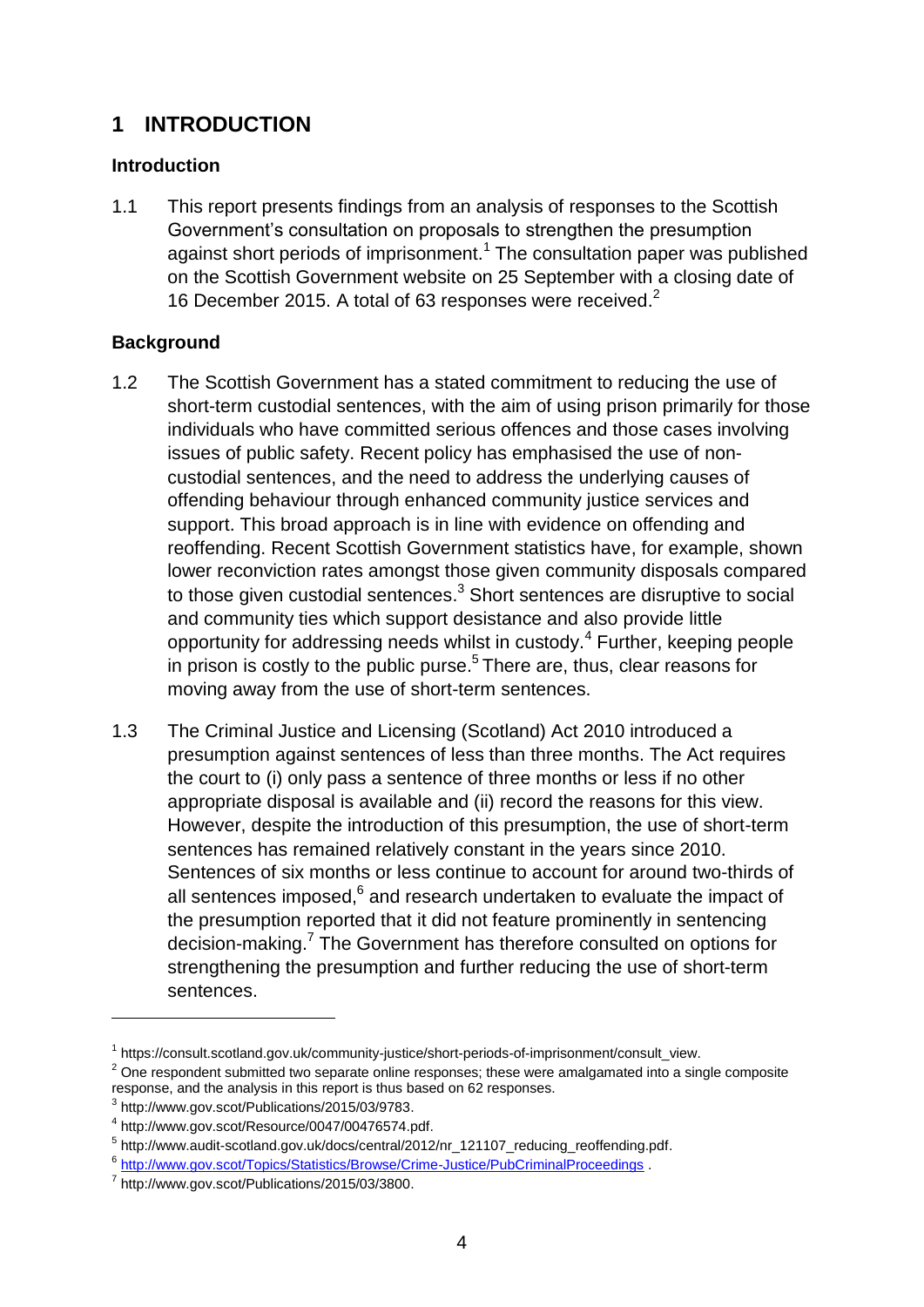# 1 INTRODUCTION

## Introduction

1.1 This report presents findings from an analysis of responses to the Scottish Government's consultation on proposals to strengthen the presumption against short periods of imprisonment.[1] The consultation paper was published on the Scottish Government website on 25 September with a closing date of 16 December 2015. A total of 63 responses were received.[2]

## Background

1.2 The Scottish Government has a stated commitment to reducing the use of short-term custodial sentences, with the aim of using prison primarily for those individuals who have committed serious offences and those cases involving issues of public safety. Recent policy has emphasised the use of non-custodial sentences, and the need to address the underlying causes of offending behaviour through enhanced community justice services and support. This broad approach is in line with evidence on offending and reoffending. Recent Scottish Government statistics have, for example, shown lower reconviction rates amongst those given community disposals compared to those given custodial sentences.[3] Short sentences are disruptive to social and community ties which support desistance and also provide little opportunity for addressing needs whilst in custody.[4] Further, keeping people in prison is costly to the public purse.[5] There are, thus, clear reasons for moving away from the use of short-term sentences.

1.3 The Criminal Justice and Licensing (Scotland) Act 2010 introduced a presumption against sentences of less than three months. The Act requires the court to (i) only pass a sentence of three months or less if no other appropriate disposal is available and (ii) record the reasons for this view. However, despite the introduction of this presumption, the use of short-term sentences has remained relatively constant in the years since 2010. Sentences of six months or less continue to account for around two-thirds of all sentences imposed,[6] and research undertaken to evaluate the impact of the presumption reported that it did not feature prominently in sentencing decision-making.[7] The Government has therefore consulted on options for strengthening the presumption and further reducing the use of short-term sentences.

---

[1] https://consult.scotland.gov.uk/community-justice/short-periods-of-imprisonment/consult_view.

[2] One respondent submitted two separate online responses; these were amalgamated into a single composite response, and the analysis in this report is thus based on 62 responses.

[3] http://www.gov.scot/Publications/2015/03/9783.

[4] http://www.gov.scot/Resource/0047/00476574.pdf.

[5] http://www.audit-scotland.gov.uk/docs/central/2012/nr_121107_reducing_reoffending.pdf.

[6] http://www.gov.scot/Topics/Statistics/Browse/Crime-Justice/PubCriminalProceedings .

[7] http://www.gov.scot/Publications/2015/03/3800.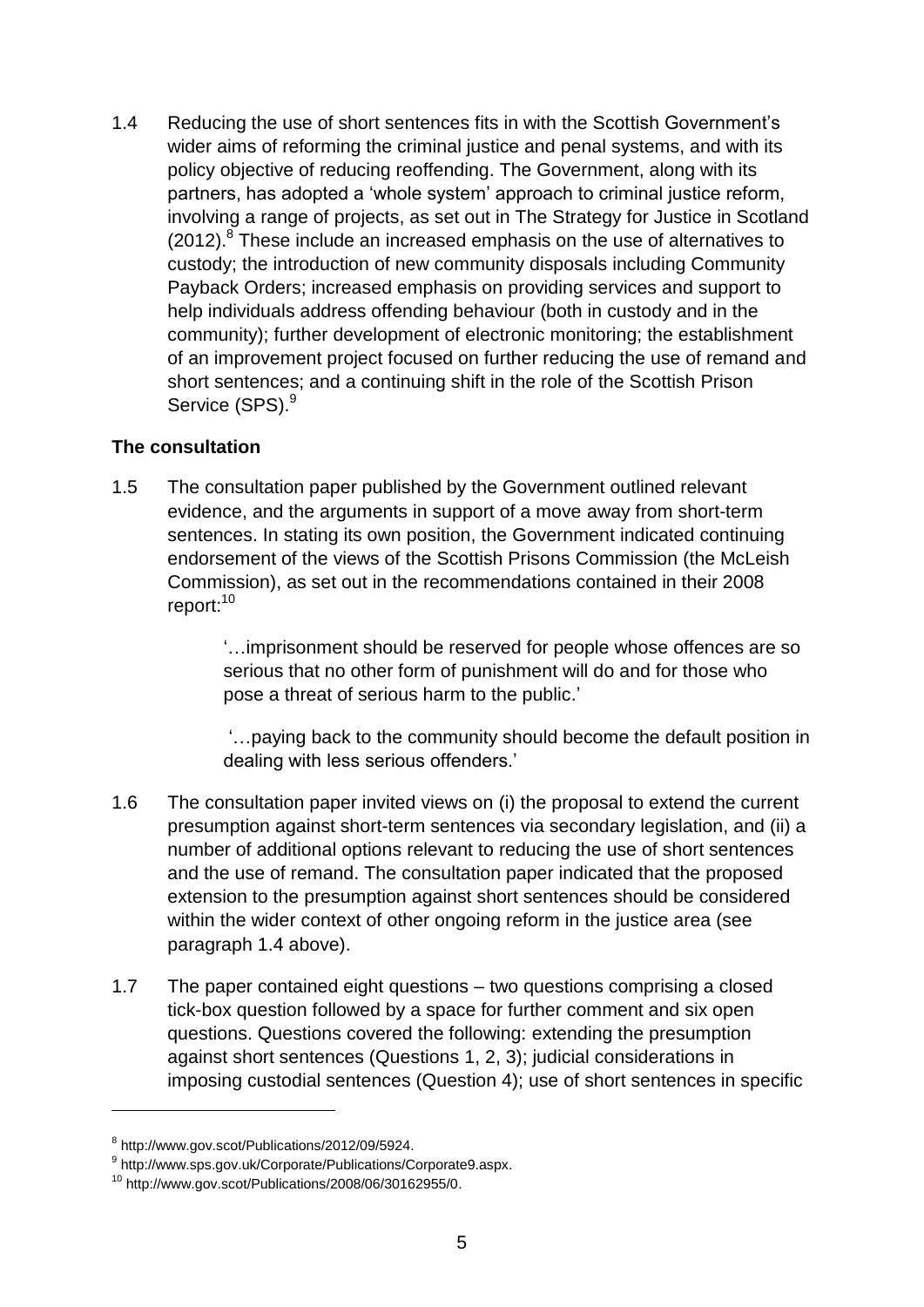1.4 Reducing the use of short sentences fits in with the Scottish Government's wider aims of reforming the criminal justice and penal systems, and with its policy objective of reducing reoffending. The Government, along with its partners, has adopted a 'whole system' approach to criminal justice reform, involving a range of projects, as set out in The Strategy for Justice in Scotland (2012).[8] These include an increased emphasis on the use of alternatives to custody; the introduction of new community disposals including Community Payback Orders; increased emphasis on providing services and support to help individuals address offending behaviour (both in custody and in the community); further development of electronic monitoring; the establishment of an improvement project focused on further reducing the use of remand and short sentences; and a continuing shift in the role of the Scottish Prison Service (SPS).[9]

**The consultation**

1.5 The consultation paper published by the Government outlined relevant evidence, and the arguments in support of a move away from short-term sentences. In stating its own position, the Government indicated continuing endorsement of the views of the Scottish Prisons Commission (the McLeish Commission), as set out in the recommendations contained in their 2008 report:[10]

> '…imprisonment should be reserved for people whose offences are so serious that no other form of punishment will do and for those who pose a threat of serious harm to the public.'
>
> '…paying back to the community should become the default position in dealing with less serious offenders.'

1.6 The consultation paper invited views on (i) the proposal to extend the current presumption against short-term sentences via secondary legislation, and (ii) a number of additional options relevant to reducing the use of short sentences and the use of remand. The consultation paper indicated that the proposed extension to the presumption against short sentences should be considered within the wider context of other ongoing reform in the justice area (see paragraph 1.4 above).

1.7 The paper contained eight questions – two questions comprising a closed tick-box question followed by a space for further comment and six open questions. Questions covered the following: extending the presumption against short sentences (Questions 1, 2, 3); judicial considerations in imposing custodial sentences (Question 4); use of short sentences in specific

---

[8] http://www.gov.scot/Publications/2012/09/5924.

[9] http://www.sps.gov.uk/Corporate/Publications/Corporate9.aspx.

[10] http://www.gov.scot/Publications/2008/06/30162955/0.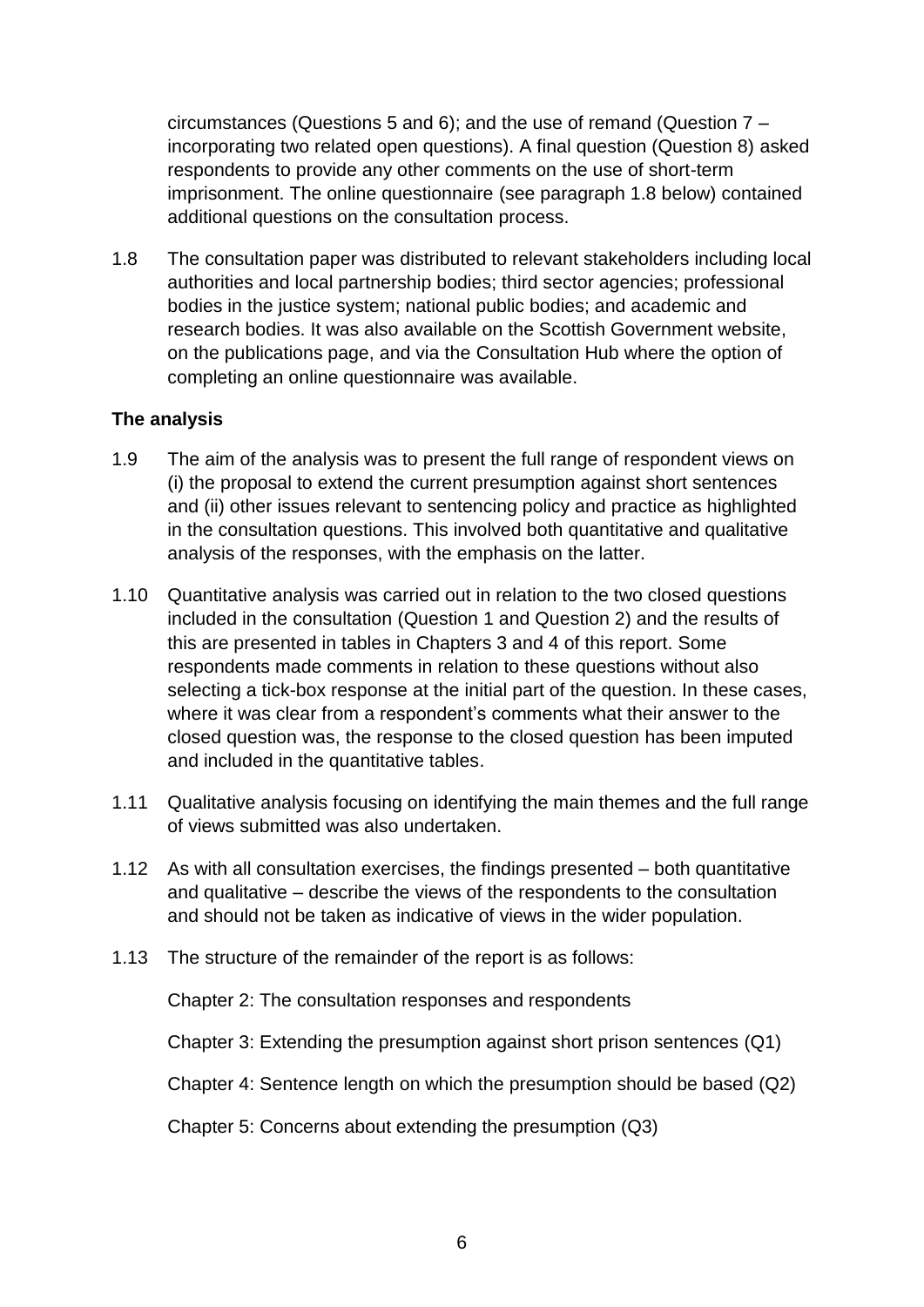circumstances (Questions 5 and 6); and the use of remand (Question 7 – incorporating two related open questions). A final question (Question 8) asked respondents to provide any other comments on the use of short-term imprisonment. The online questionnaire (see paragraph 1.8 below) contained additional questions on the consultation process.

1.8 The consultation paper was distributed to relevant stakeholders including local authorities and local partnership bodies; third sector agencies; professional bodies in the justice system; national public bodies; and academic and research bodies. It was also available on the Scottish Government website, on the publications page, and via the Consultation Hub where the option of completing an online questionnaire was available.

**The analysis**

1.9 The aim of the analysis was to present the full range of respondent views on (i) the proposal to extend the current presumption against short sentences and (ii) other issues relevant to sentencing policy and practice as highlighted in the consultation questions. This involved both quantitative and qualitative analysis of the responses, with the emphasis on the latter.

1.10 Quantitative analysis was carried out in relation to the two closed questions included in the consultation (Question 1 and Question 2) and the results of this are presented in tables in Chapters 3 and 4 of this report. Some respondents made comments in relation to these questions without also selecting a tick-box response at the initial part of the question. In these cases, where it was clear from a respondent's comments what their answer to the closed question was, the response to the closed question has been imputed and included in the quantitative tables.

1.11 Qualitative analysis focusing on identifying the main themes and the full range of views submitted was also undertaken.

1.12 As with all consultation exercises, the findings presented – both quantitative and qualitative – describe the views of the respondents to the consultation and should not be taken as indicative of views in the wider population.

1.13 The structure of the remainder of the report is as follows:

Chapter 2: The consultation responses and respondents

Chapter 3: Extending the presumption against short prison sentences (Q1)

Chapter 4: Sentence length on which the presumption should be based (Q2)

Chapter 5: Concerns about extending the presumption (Q3)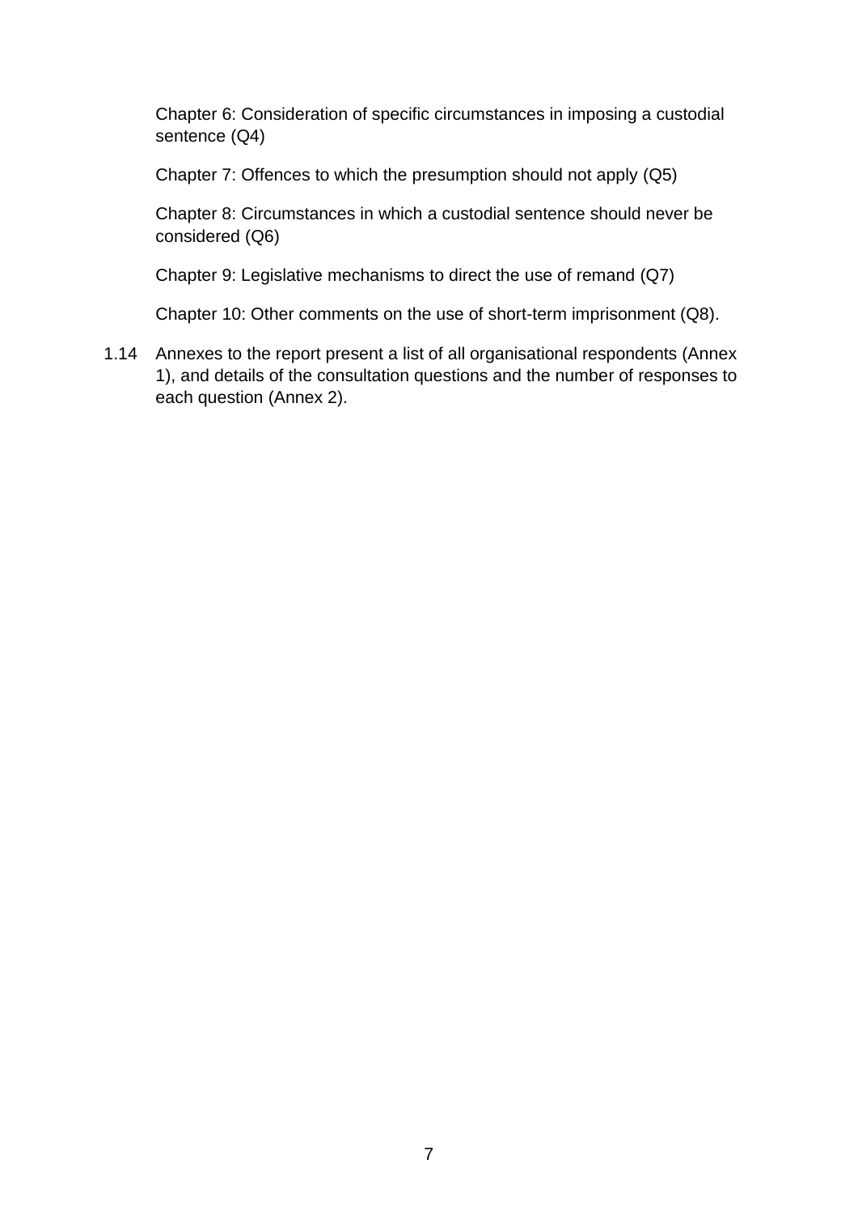Chapter 6: Consideration of specific circumstances in imposing a custodial sentence (Q4)

Chapter 7: Offences to which the presumption should not apply (Q5)

Chapter 8: Circumstances in which a custodial sentence should never be considered (Q6)

Chapter 9: Legislative mechanisms to direct the use of remand (Q7)

Chapter 10: Other comments on the use of short-term imprisonment (Q8).

1.14 Annexes to the report present a list of all organisational respondents (Annex 1), and details of the consultation questions and the number of responses to each question (Annex 2).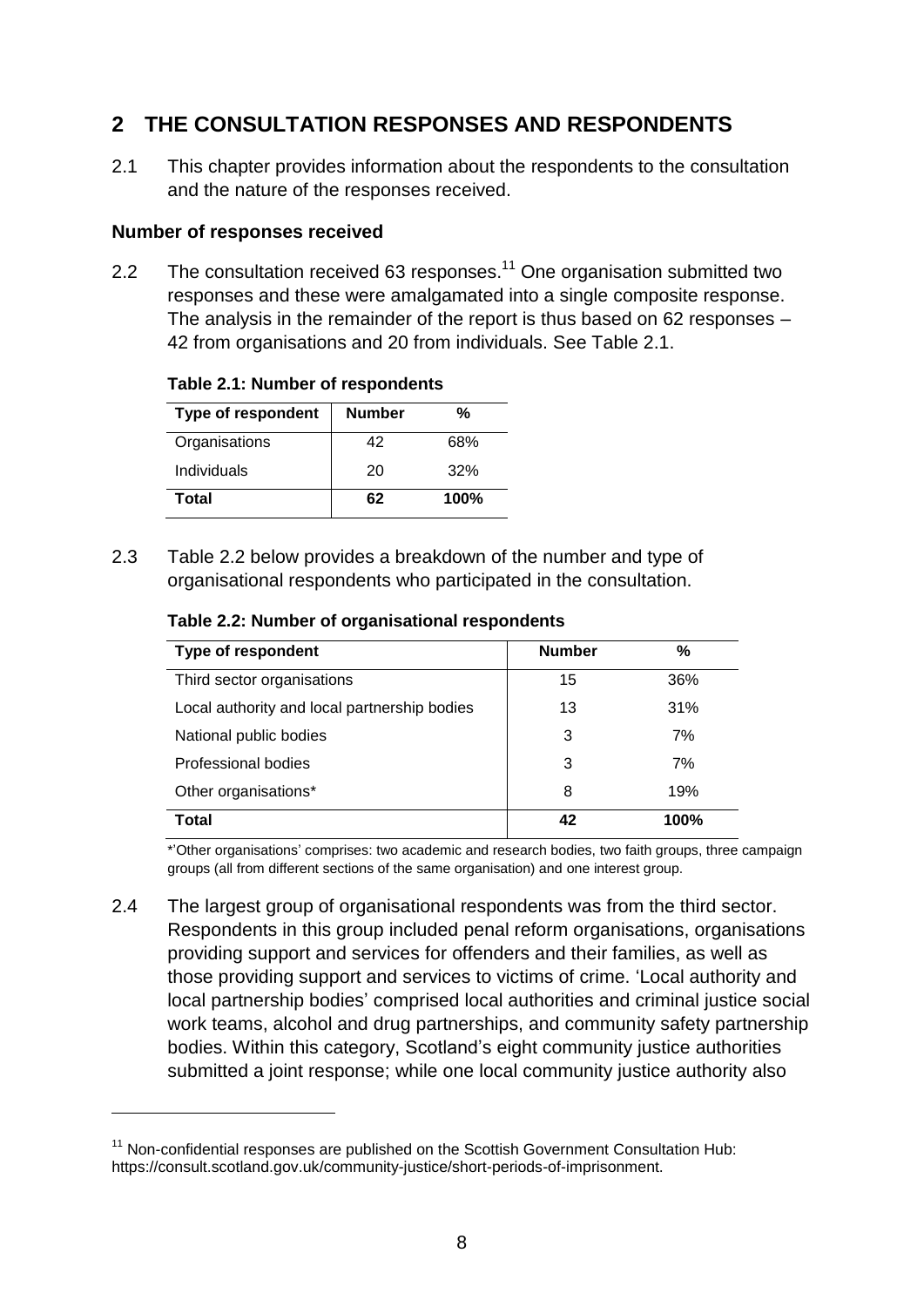## 2 THE CONSULTATION RESPONSES AND RESPONDENTS

2.1 This chapter provides information about the respondents to the consultation and the nature of the responses received.

### Number of responses received

2.2 The consultation received 63 responses.[11] One organisation submitted two responses and these were amalgamated into a single composite response. The analysis in the remainder of the report is thus based on 62 responses – 42 from organisations and 20 from individuals. See Table 2.1.

**Table 2.1: Number of respondents**

| Type of respondent | Number | % |
|---|---|---|
| Organisations | 42 | 68% |
| Individuals | 20 | 32% |
| **Total** | **62** | **100%** |

2.3 Table 2.2 below provides a breakdown of the number and type of organisational respondents who participated in the consultation.

**Table 2.2: Number of organisational respondents**

| Type of respondent | Number | % |
|---|---|---|
| Third sector organisations | 15 | 36% |
| Local authority and local partnership bodies | 13 | 31% |
| National public bodies | 3 | 7% |
| Professional bodies | 3 | 7% |
| Other organisations* | 8 | 19% |
| **Total** | **42** | **100%** |

*'Other organisations' comprises: two academic and research bodies, two faith groups, three campaign groups (all from different sections of the same organisation) and one interest group.

2.4 The largest group of organisational respondents was from the third sector. Respondents in this group included penal reform organisations, organisations providing support and services for offenders and their families, as well as those providing support and services to victims of crime. 'Local authority and local partnership bodies' comprised local authorities and criminal justice social work teams, alcohol and drug partnerships, and community safety partnership bodies. Within this category, Scotland's eight community justice authorities submitted a joint response; while one local community justice authority also

[11] Non-confidential responses are published on the Scottish Government Consultation Hub: https://consult.scotland.gov.uk/community-justice/short-periods-of-imprisonment.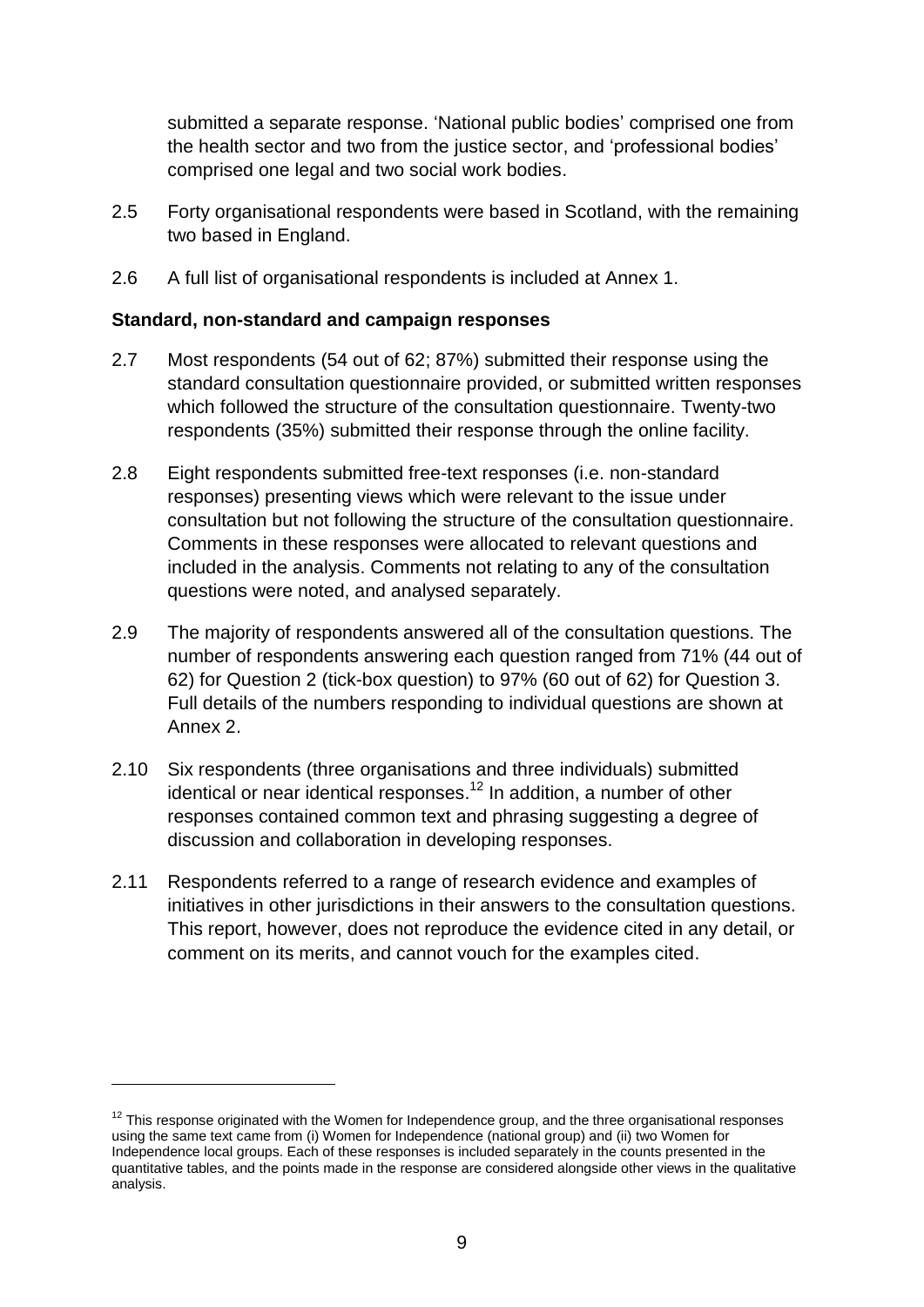submitted a separate response. 'National public bodies' comprised one from the health sector and two from the justice sector, and 'professional bodies' comprised one legal and two social work bodies.

2.5 Forty organisational respondents were based in Scotland, with the remaining two based in England.

2.6 A full list of organisational respondents is included at Annex 1.

**Standard, non-standard and campaign responses**

2.7 Most respondents (54 out of 62; 87%) submitted their response using the standard consultation questionnaire provided, or submitted written responses which followed the structure of the consultation questionnaire. Twenty-two respondents (35%) submitted their response through the online facility.

2.8 Eight respondents submitted free-text responses (i.e. non-standard responses) presenting views which were relevant to the issue under consultation but not following the structure of the consultation questionnaire. Comments in these responses were allocated to relevant questions and included in the analysis. Comments not relating to any of the consultation questions were noted, and analysed separately.

2.9 The majority of respondents answered all of the consultation questions. The number of respondents answering each question ranged from 71% (44 out of 62) for Question 2 (tick-box question) to 97% (60 out of 62) for Question 3. Full details of the numbers responding to individual questions are shown at Annex 2.

2.10 Six respondents (three organisations and three individuals) submitted identical or near identical responses.[12] In addition, a number of other responses contained common text and phrasing suggesting a degree of discussion and collaboration in developing responses.

2.11 Respondents referred to a range of research evidence and examples of initiatives in other jurisdictions in their answers to the consultation questions. This report, however, does not reproduce the evidence cited in any detail, or comment on its merits, and cannot vouch for the examples cited.

[12] This response originated with the Women for Independence group, and the three organisational responses using the same text came from (i) Women for Independence (national group) and (ii) two Women for Independence local groups. Each of these responses is included separately in the counts presented in the quantitative tables, and the points made in the response are considered alongside other views in the qualitative analysis.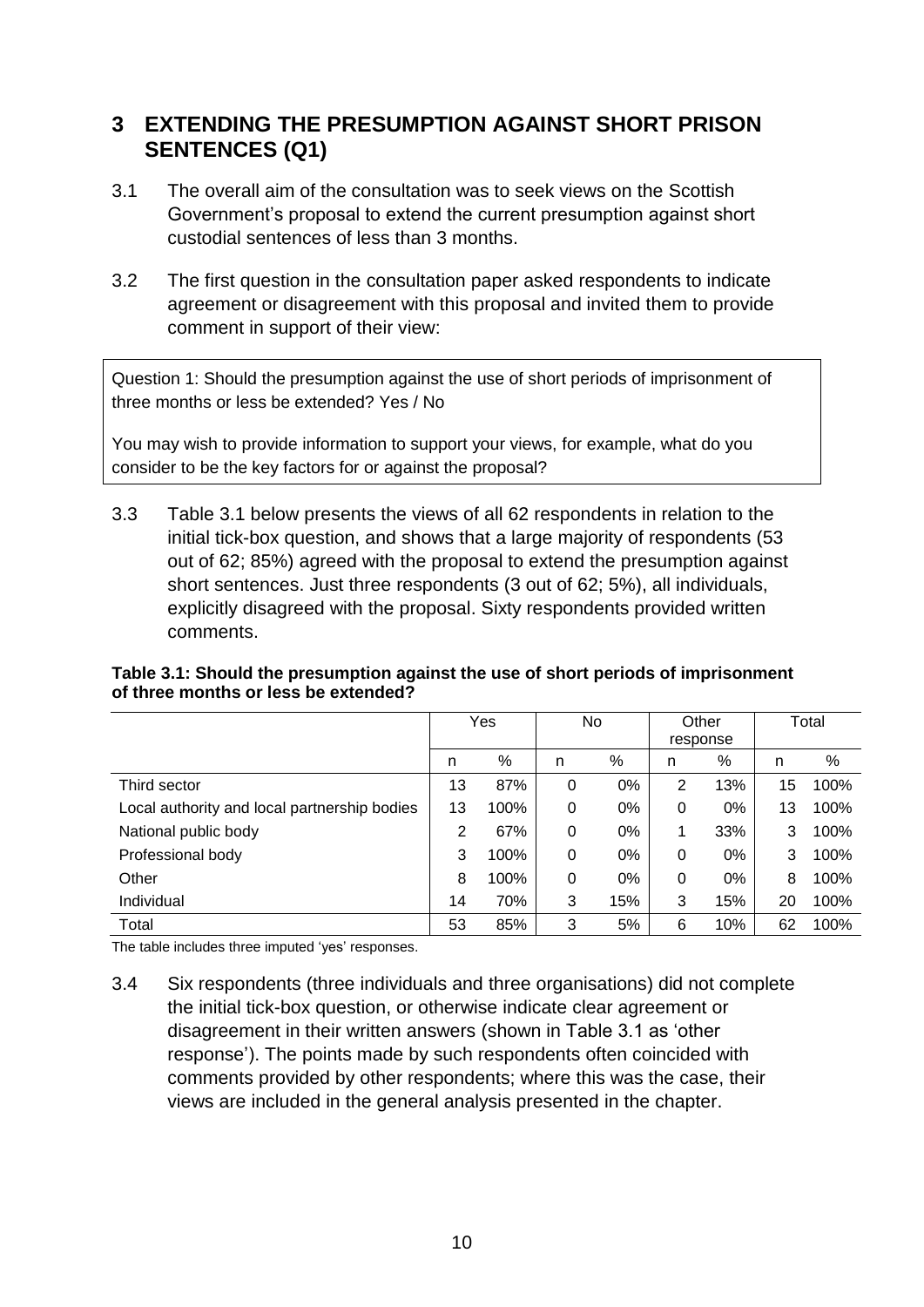## 3 EXTENDING THE PRESUMPTION AGAINST SHORT PRISON SENTENCES (Q1)

3.1 The overall aim of the consultation was to seek views on the Scottish Government's proposal to extend the current presumption against short custodial sentences of less than 3 months.

3.2 The first question in the consultation paper asked respondents to indicate agreement or disagreement with this proposal and invited them to provide comment in support of their view:

> Question 1: Should the presumption against the use of short periods of imprisonment of three months or less be extended? Yes / No
>
> You may wish to provide information to support your views, for example, what do you consider to be the key factors for or against the proposal?

3.3 Table 3.1 below presents the views of all 62 respondents in relation to the initial tick-box question, and shows that a large majority of respondents (53 out of 62; 85%) agreed with the proposal to extend the presumption against short sentences. Just three respondents (3 out of 62; 5%), all individuals, explicitly disagreed with the proposal. Sixty respondents provided written comments.

**Table 3.1: Should the presumption against the use of short periods of imprisonment of three months or less be extended?**

| | Yes | | No | | Other response | | Total | |
|---|---|---|---|---|---|---|---|---|
| | n | % | n | % | n | % | n | % |
| Third sector | 13 | 87% | 0 | 0% | 2 | 13% | 15 | 100% |
| Local authority and local partnership bodies | 13 | 100% | 0 | 0% | 0 | 0% | 13 | 100% |
| National public body | 2 | 67% | 0 | 0% | 1 | 33% | 3 | 100% |
| Professional body | 3 | 100% | 0 | 0% | 0 | 0% | 3 | 100% |
| Other | 8 | 100% | 0 | 0% | 0 | 0% | 8 | 100% |
| Individual | 14 | 70% | 3 | 15% | 3 | 15% | 20 | 100% |
| Total | 53 | 85% | 3 | 5% | 6 | 10% | 62 | 100% |

The table includes three imputed 'yes' responses.

3.4 Six respondents (three individuals and three organisations) did not complete the initial tick-box question, or otherwise indicate clear agreement or disagreement in their written answers (shown in Table 3.1 as 'other response'). The points made by such respondents often coincided with comments provided by other respondents; where this was the case, their views are included in the general analysis presented in the chapter.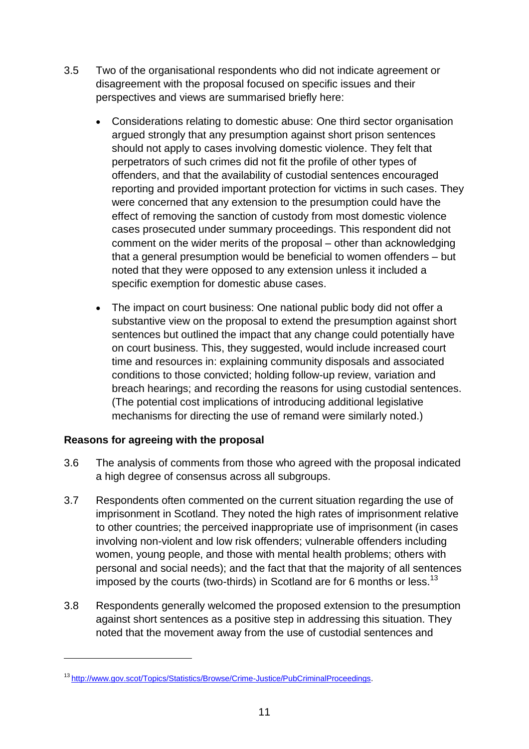3.5 Two of the organisational respondents who did not indicate agreement or disagreement with the proposal focused on specific issues and their perspectives and views are summarised briefly here:

- Considerations relating to domestic abuse: One third sector organisation argued strongly that any presumption against short prison sentences should not apply to cases involving domestic violence. They felt that perpetrators of such crimes did not fit the profile of other types of offenders, and that the availability of custodial sentences encouraged reporting and provided important protection for victims in such cases. They were concerned that any extension to the presumption could have the effect of removing the sanction of custody from most domestic violence cases prosecuted under summary proceedings. This respondent did not comment on the wider merits of the proposal – other than acknowledging that a general presumption would be beneficial to women offenders – but noted that they were opposed to any extension unless it included a specific exemption for domestic abuse cases.

- The impact on court business: One national public body did not offer a substantive view on the proposal to extend the presumption against short sentences but outlined the impact that any change could potentially have on court business. This, they suggested, would include increased court time and resources in: explaining community disposals and associated conditions to those convicted; holding follow-up review, variation and breach hearings; and recording the reasons for using custodial sentences. (The potential cost implications of introducing additional legislative mechanisms for directing the use of remand were similarly noted.)

**Reasons for agreeing with the proposal**

3.6 The analysis of comments from those who agreed with the proposal indicated a high degree of consensus across all subgroups.

3.7 Respondents often commented on the current situation regarding the use of imprisonment in Scotland. They noted the high rates of imprisonment relative to other countries; the perceived inappropriate use of imprisonment (in cases involving non-violent and low risk offenders; vulnerable offenders including women, young people, and those with mental health problems; others with personal and social needs); and the fact that that the majority of all sentences imposed by the courts (two-thirds) in Scotland are for 6 months or less.[13]

3.8 Respondents generally welcomed the proposed extension to the presumption against short sentences as a positive step in addressing this situation. They noted that the movement away from the use of custodial sentences and

[13] http://www.gov.scot/Topics/Statistics/Browse/Crime-Justice/PubCriminalProceedings.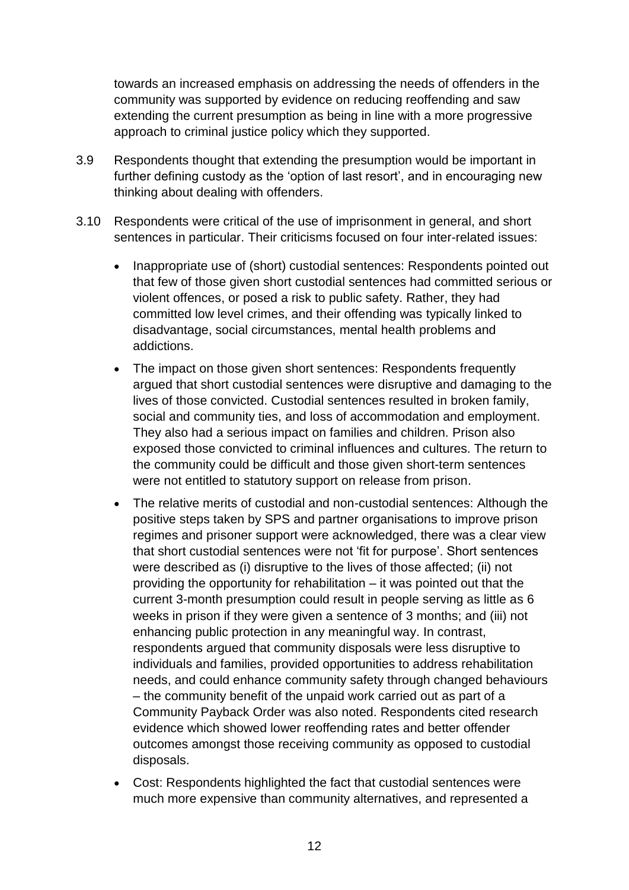towards an increased emphasis on addressing the needs of offenders in the community was supported by evidence on reducing reoffending and saw extending the current presumption as being in line with a more progressive approach to criminal justice policy which they supported.

3.9 Respondents thought that extending the presumption would be important in further defining custody as the 'option of last resort', and in encouraging new thinking about dealing with offenders.

3.10 Respondents were critical of the use of imprisonment in general, and short sentences in particular. Their criticisms focused on four inter-related issues:

- Inappropriate use of (short) custodial sentences: Respondents pointed out that few of those given short custodial sentences had committed serious or violent offences, or posed a risk to public safety. Rather, they had committed low level crimes, and their offending was typically linked to disadvantage, social circumstances, mental health problems and addictions.
- The impact on those given short sentences: Respondents frequently argued that short custodial sentences were disruptive and damaging to the lives of those convicted. Custodial sentences resulted in broken family, social and community ties, and loss of accommodation and employment. They also had a serious impact on families and children. Prison also exposed those convicted to criminal influences and cultures. The return to the community could be difficult and those given short-term sentences were not entitled to statutory support on release from prison.
- The relative merits of custodial and non-custodial sentences: Although the positive steps taken by SPS and partner organisations to improve prison regimes and prisoner support were acknowledged, there was a clear view that short custodial sentences were not 'fit for purpose'. Short sentences were described as (i) disruptive to the lives of those affected; (ii) not providing the opportunity for rehabilitation – it was pointed out that the current 3-month presumption could result in people serving as little as 6 weeks in prison if they were given a sentence of 3 months; and (iii) not enhancing public protection in any meaningful way. In contrast, respondents argued that community disposals were less disruptive to individuals and families, provided opportunities to address rehabilitation needs, and could enhance community safety through changed behaviours – the community benefit of the unpaid work carried out as part of a Community Payback Order was also noted. Respondents cited research evidence which showed lower reoffending rates and better offender outcomes amongst those receiving community as opposed to custodial disposals.
- Cost: Respondents highlighted the fact that custodial sentences were much more expensive than community alternatives, and represented a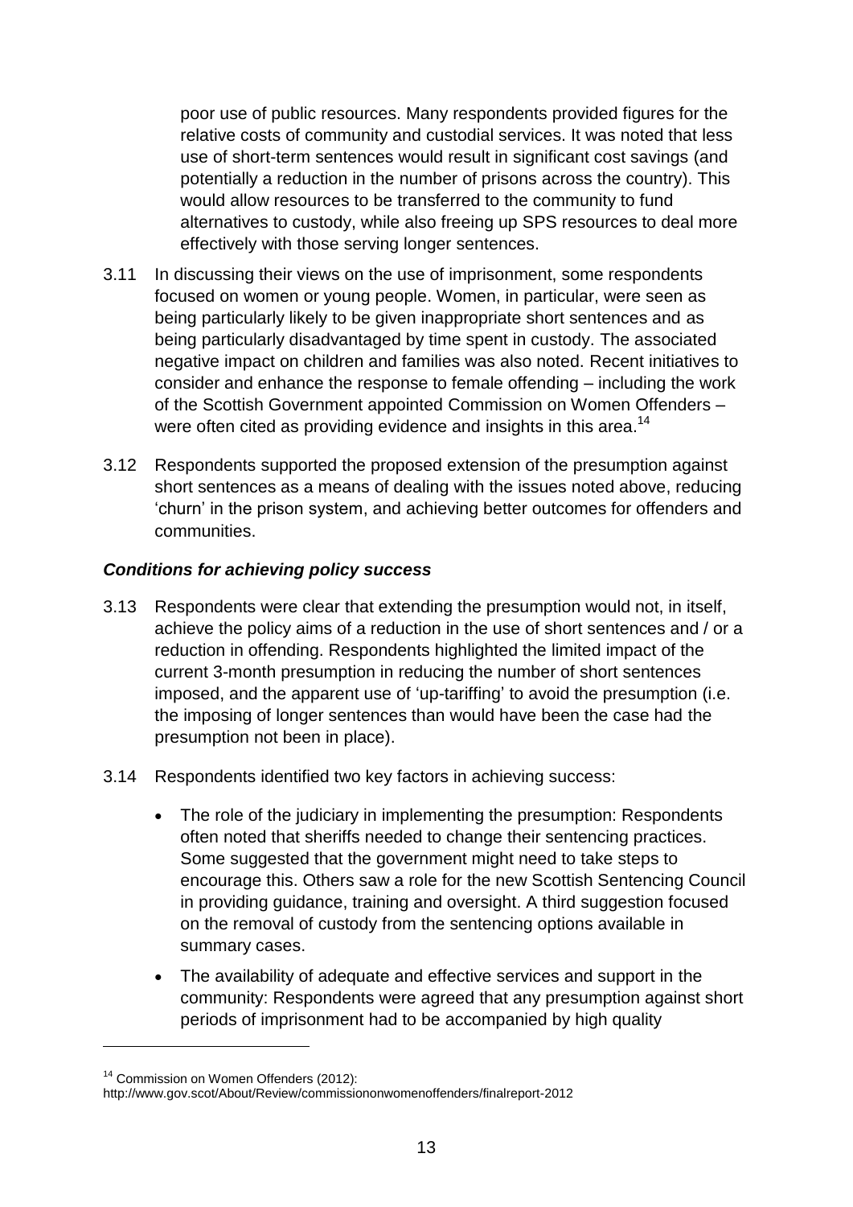poor use of public resources. Many respondents provided figures for the relative costs of community and custodial services. It was noted that less use of short-term sentences would result in significant cost savings (and potentially a reduction in the number of prisons across the country). This would allow resources to be transferred to the community to fund alternatives to custody, while also freeing up SPS resources to deal more effectively with those serving longer sentences.

3.11 In discussing their views on the use of imprisonment, some respondents focused on women or young people. Women, in particular, were seen as being particularly likely to be given inappropriate short sentences and as being particularly disadvantaged by time spent in custody. The associated negative impact on children and families was also noted. Recent initiatives to consider and enhance the response to female offending – including the work of the Scottish Government appointed Commission on Women Offenders – were often cited as providing evidence and insights in this area.[14]

3.12 Respondents supported the proposed extension of the presumption against short sentences as a means of dealing with the issues noted above, reducing 'churn' in the prison system, and achieving better outcomes for offenders and communities.

### *Conditions for achieving policy success*

3.13 Respondents were clear that extending the presumption would not, in itself, achieve the policy aims of a reduction in the use of short sentences and / or a reduction in offending. Respondents highlighted the limited impact of the current 3-month presumption in reducing the number of short sentences imposed, and the apparent use of 'up-tariffing' to avoid the presumption (i.e. the imposing of longer sentences than would have been the case had the presumption not been in place).

3.14 Respondents identified two key factors in achieving success:

- The role of the judiciary in implementing the presumption: Respondents often noted that sheriffs needed to change their sentencing practices. Some suggested that the government might need to take steps to encourage this. Others saw a role for the new Scottish Sentencing Council in providing guidance, training and oversight. A third suggestion focused on the removal of custody from the sentencing options available in summary cases.
- The availability of adequate and effective services and support in the community: Respondents were agreed that any presumption against short periods of imprisonment had to be accompanied by high quality

---

[14] Commission on Women Offenders (2012): http://www.gov.scot/About/Review/commissiononwomenoffenders/finalreport-2012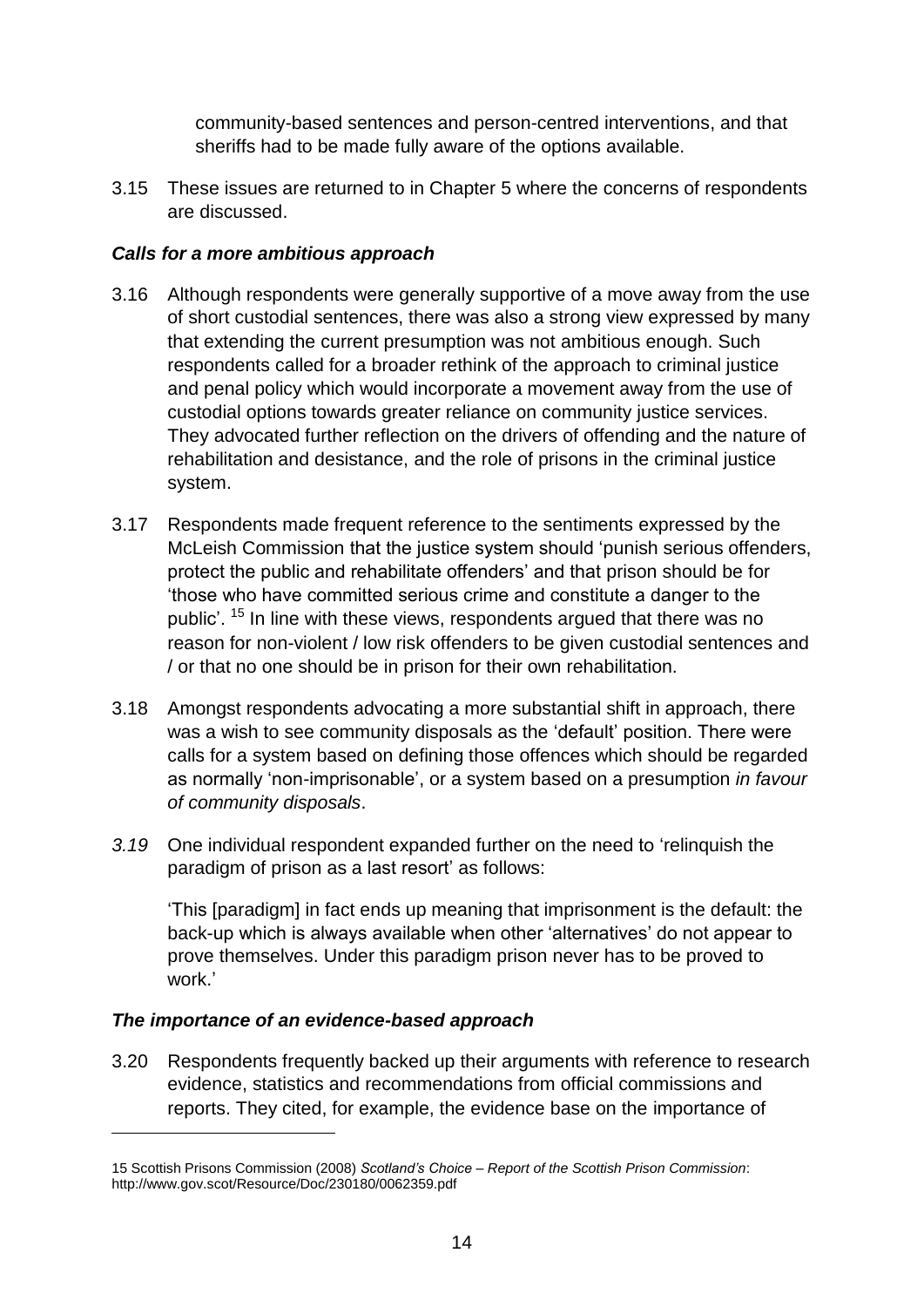community-based sentences and person-centred interventions, and that sheriffs had to be made fully aware of the options available.

3.15 These issues are returned to in Chapter 5 where the concerns of respondents are discussed.

### *Calls for a more ambitious approach*

3.16 Although respondents were generally supportive of a move away from the use of short custodial sentences, there was also a strong view expressed by many that extending the current presumption was not ambitious enough. Such respondents called for a broader rethink of the approach to criminal justice and penal policy which would incorporate a movement away from the use of custodial options towards greater reliance on community justice services. They advocated further reflection on the drivers of offending and the nature of rehabilitation and desistance, and the role of prisons in the criminal justice system.

3.17 Respondents made frequent reference to the sentiments expressed by the McLeish Commission that the justice system should 'punish serious offenders, protect the public and rehabilitate offenders' and that prison should be for 'those who have committed serious crime and constitute a danger to the public'. [15] In line with these views, respondents argued that there was no reason for non-violent / low risk offenders to be given custodial sentences and / or that no one should be in prison for their own rehabilitation.

3.18 Amongst respondents advocating a more substantial shift in approach, there was a wish to see community disposals as the 'default' position. There were calls for a system based on defining those offences which should be regarded as normally 'non-imprisonable', or a system based on a presumption *in favour of community disposals*.

*3.19* One individual respondent expanded further on the need to 'relinquish the paradigm of prison as a last resort' as follows:

> 'This [paradigm] in fact ends up meaning that imprisonment is the default: the back-up which is always available when other 'alternatives' do not appear to prove themselves. Under this paradigm prison never has to be proved to work.'

### *The importance of an evidence-based approach*

3.20 Respondents frequently backed up their arguments with reference to research evidence, statistics and recommendations from official commissions and reports. They cited, for example, the evidence base on the importance of

---

15 Scottish Prisons Commission (2008) *Scotland's Choice – Report of the Scottish Prison Commission*: http://www.gov.scot/Resource/Doc/230180/0062359.pdf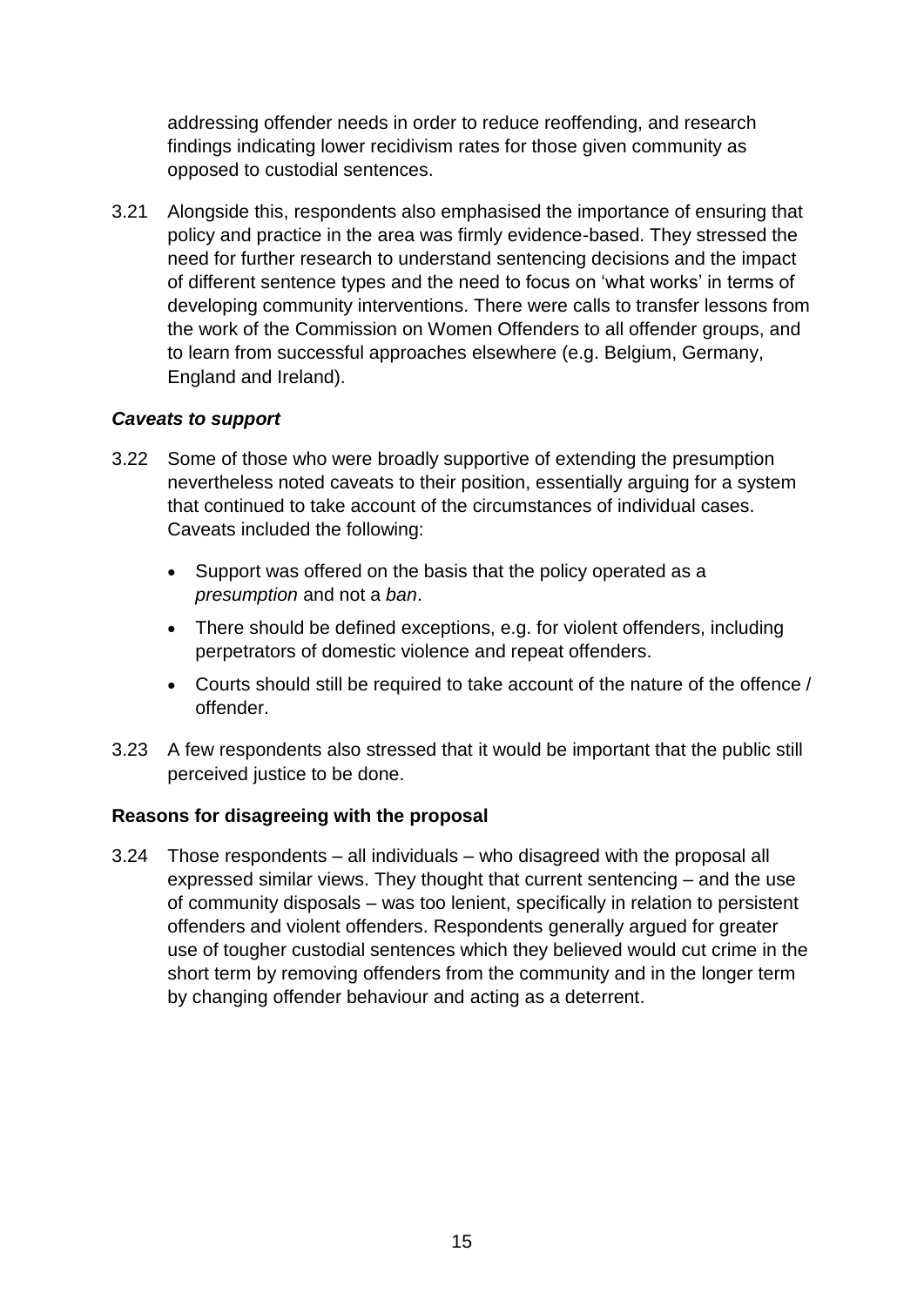addressing offender needs in order to reduce reoffending, and research findings indicating lower recidivism rates for those given community as opposed to custodial sentences.

3.21 Alongside this, respondents also emphasised the importance of ensuring that policy and practice in the area was firmly evidence-based. They stressed the need for further research to understand sentencing decisions and the impact of different sentence types and the need to focus on 'what works' in terms of developing community interventions. There were calls to transfer lessons from the work of the Commission on Women Offenders to all offender groups, and to learn from successful approaches elsewhere (e.g. Belgium, Germany, England and Ireland).

### *Caveats to support*

3.22 Some of those who were broadly supportive of extending the presumption nevertheless noted caveats to their position, essentially arguing for a system that continued to take account of the circumstances of individual cases. Caveats included the following:

- Support was offered on the basis that the policy operated as a *presumption* and not a *ban*.
- There should be defined exceptions, e.g. for violent offenders, including perpetrators of domestic violence and repeat offenders.
- Courts should still be required to take account of the nature of the offence / offender.

3.23 A few respondents also stressed that it would be important that the public still perceived justice to be done.

### **Reasons for disagreeing with the proposal**

3.24 Those respondents – all individuals – who disagreed with the proposal all expressed similar views. They thought that current sentencing – and the use of community disposals – was too lenient, specifically in relation to persistent offenders and violent offenders. Respondents generally argued for greater use of tougher custodial sentences which they believed would cut crime in the short term by removing offenders from the community and in the longer term by changing offender behaviour and acting as a deterrent.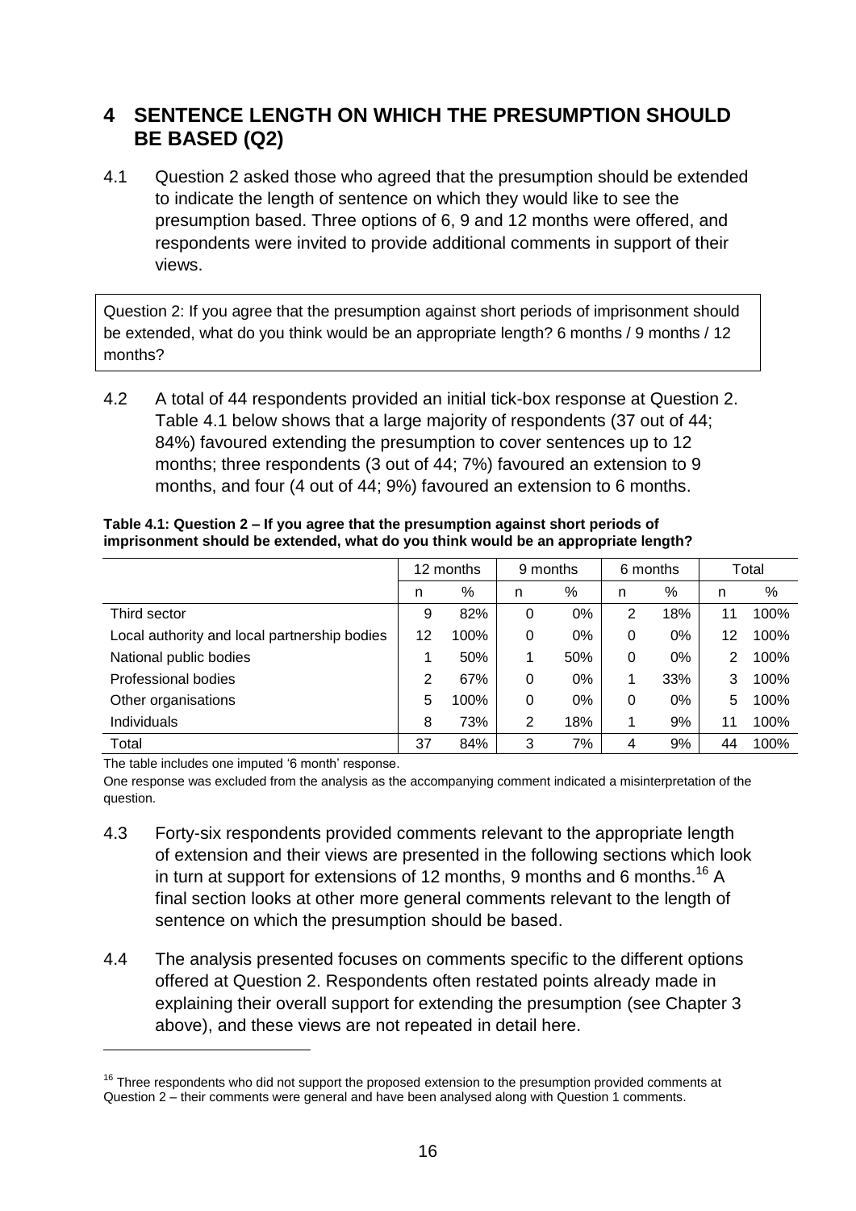## 4 SENTENCE LENGTH ON WHICH THE PRESUMPTION SHOULD BE BASED (Q2)

4.1 Question 2 asked those who agreed that the presumption should be extended to indicate the length of sentence on which they would like to see the presumption based. Three options of 6, 9 and 12 months were offered, and respondents were invited to provide additional comments in support of their views.

> Question 2: If you agree that the presumption against short periods of imprisonment should be extended, what do you think would be an appropriate length? 6 months / 9 months / 12 months?

4.2 A total of 44 respondents provided an initial tick-box response at Question 2. Table 4.1 below shows that a large majority of respondents (37 out of 44; 84%) favoured extending the presumption to cover sentences up to 12 months; three respondents (3 out of 44; 7%) favoured an extension to 9 months, and four (4 out of 44; 9%) favoured an extension to 6 months.

**Table 4.1: Question 2 – If you agree that the presumption against short periods of imprisonment should be extended, what do you think would be an appropriate length?**

| | 12 months | | 9 months | | 6 months | | Total | |
|---|---|---|---|---|---|---|---|---|
| | n | % | n | % | n | % | n | % |
| Third sector | 9 | 82% | 0 | 0% | 2 | 18% | 11 | 100% |
| Local authority and local partnership bodies | 12 | 100% | 0 | 0% | 0 | 0% | 12 | 100% |
| National public bodies | 1 | 50% | 1 | 50% | 0 | 0% | 2 | 100% |
| Professional bodies | 2 | 67% | 0 | 0% | 1 | 33% | 3 | 100% |
| Other organisations | 5 | 100% | 0 | 0% | 0 | 0% | 5 | 100% |
| Individuals | 8 | 73% | 2 | 18% | 1 | 9% | 11 | 100% |
| Total | 37 | 84% | 3 | 7% | 4 | 9% | 44 | 100% |

The table includes one imputed '6 month' response.

One response was excluded from the analysis as the accompanying comment indicated a misinterpretation of the question.

4.3 Forty-six respondents provided comments relevant to the appropriate length of extension and their views are presented in the following sections which look in turn at support for extensions of 12 months, 9 months and 6 months.[16] A final section looks at other more general comments relevant to the length of sentence on which the presumption should be based.

4.4 The analysis presented focuses on comments specific to the different options offered at Question 2. Respondents often restated points already made in explaining their overall support for extending the presumption (see Chapter 3 above), and these views are not repeated in detail here.

[16] Three respondents who did not support the proposed extension to the presumption provided comments at Question 2 – their comments were general and have been analysed along with Question 1 comments.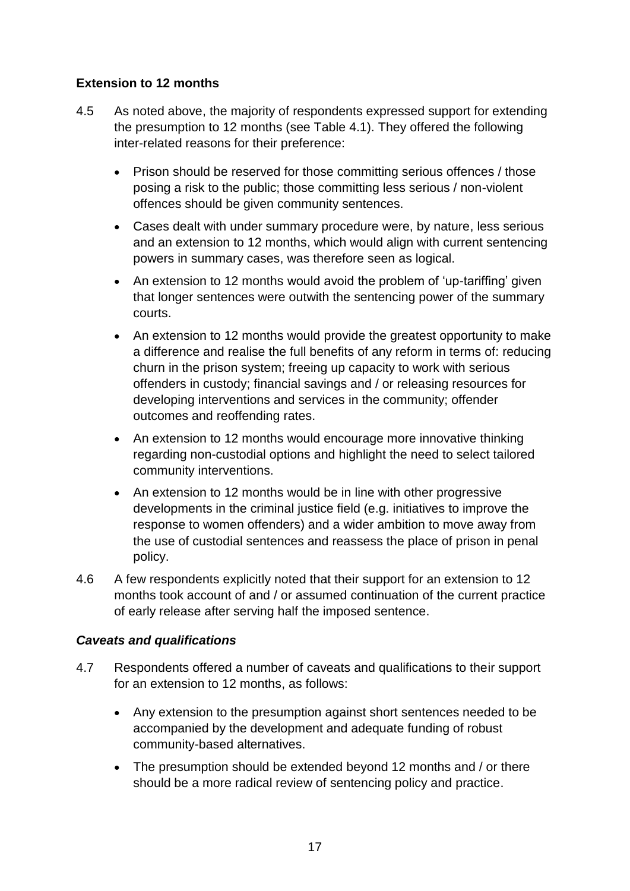### Extension to 12 months

4.5 As noted above, the majority of respondents expressed support for extending the presumption to 12 months (see Table 4.1). They offered the following inter-related reasons for their preference:

- Prison should be reserved for those committing serious offences / those posing a risk to the public; those committing less serious / non-violent offences should be given community sentences.
- Cases dealt with under summary procedure were, by nature, less serious and an extension to 12 months, which would align with current sentencing powers in summary cases, was therefore seen as logical.
- An extension to 12 months would avoid the problem of 'up-tariffing' given that longer sentences were outwith the sentencing power of the summary courts.
- An extension to 12 months would provide the greatest opportunity to make a difference and realise the full benefits of any reform in terms of: reducing churn in the prison system; freeing up capacity to work with serious offenders in custody; financial savings and / or releasing resources for developing interventions and services in the community; offender outcomes and reoffending rates.
- An extension to 12 months would encourage more innovative thinking regarding non-custodial options and highlight the need to select tailored community interventions.
- An extension to 12 months would be in line with other progressive developments in the criminal justice field (e.g. initiatives to improve the response to women offenders) and a wider ambition to move away from the use of custodial sentences and reassess the place of prison in penal policy.

4.6 A few respondents explicitly noted that their support for an extension to 12 months took account of and / or assumed continuation of the current practice of early release after serving half the imposed sentence.

#### *Caveats and qualifications*

4.7 Respondents offered a number of caveats and qualifications to their support for an extension to 12 months, as follows:

- Any extension to the presumption against short sentences needed to be accompanied by the development and adequate funding of robust community-based alternatives.
- The presumption should be extended beyond 12 months and / or there should be a more radical review of sentencing policy and practice.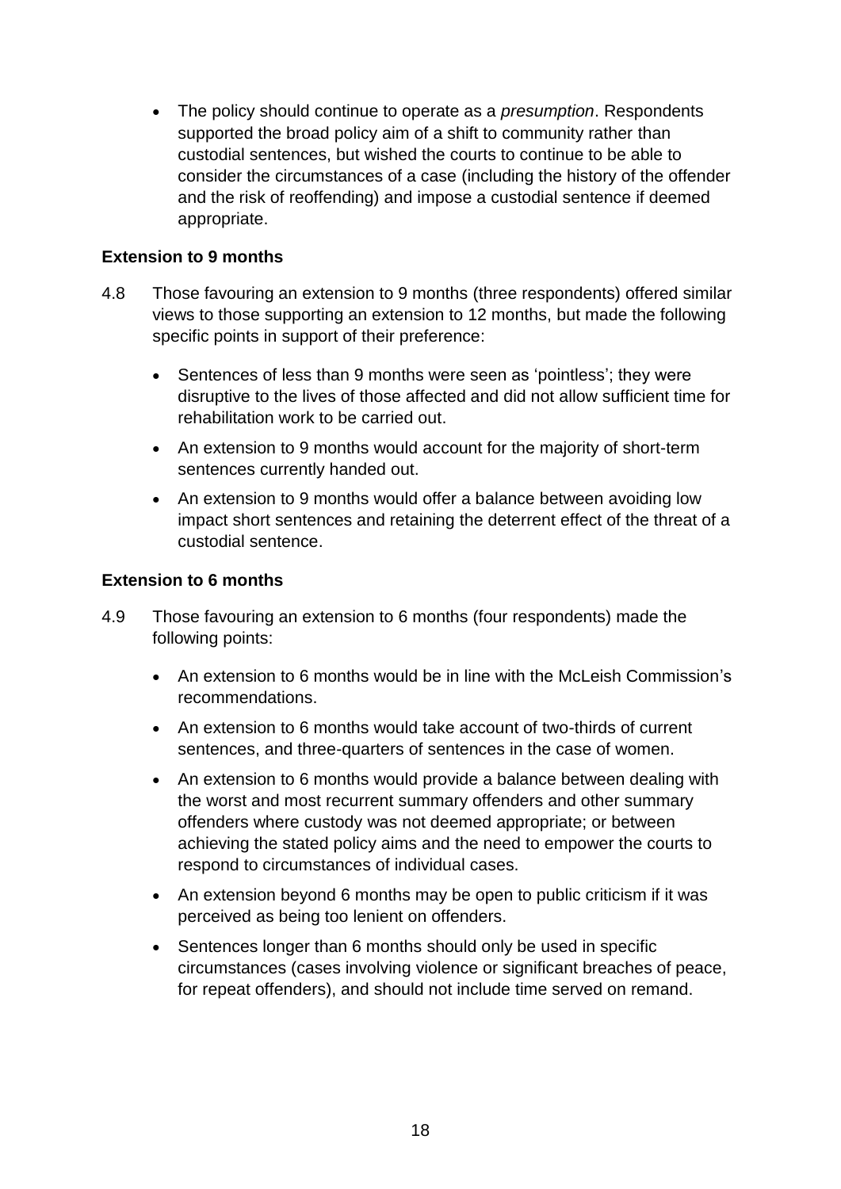- The policy should continue to operate as a *presumption*. Respondents supported the broad policy aim of a shift to community rather than custodial sentences, but wished the courts to continue to be able to consider the circumstances of a case (including the history of the offender and the risk of reoffending) and impose a custodial sentence if deemed appropriate.

**Extension to 9 months**

4.8 Those favouring an extension to 9 months (three respondents) offered similar views to those supporting an extension to 12 months, but made the following specific points in support of their preference:

- Sentences of less than 9 months were seen as 'pointless'; they were disruptive to the lives of those affected and did not allow sufficient time for rehabilitation work to be carried out.
- An extension to 9 months would account for the majority of short-term sentences currently handed out.
- An extension to 9 months would offer a balance between avoiding low impact short sentences and retaining the deterrent effect of the threat of a custodial sentence.

**Extension to 6 months**

4.9 Those favouring an extension to 6 months (four respondents) made the following points:

- An extension to 6 months would be in line with the McLeish Commission's recommendations.
- An extension to 6 months would take account of two-thirds of current sentences, and three-quarters of sentences in the case of women.
- An extension to 6 months would provide a balance between dealing with the worst and most recurrent summary offenders and other summary offenders where custody was not deemed appropriate; or between achieving the stated policy aims and the need to empower the courts to respond to circumstances of individual cases.
- An extension beyond 6 months may be open to public criticism if it was perceived as being too lenient on offenders.
- Sentences longer than 6 months should only be used in specific circumstances (cases involving violence or significant breaches of peace, for repeat offenders), and should not include time served on remand.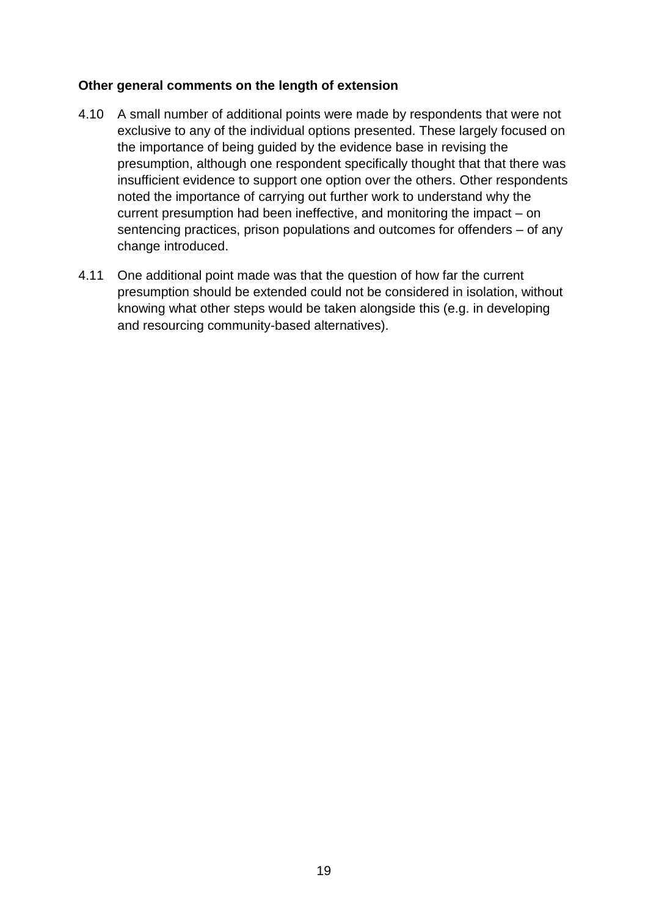**Other general comments on the length of extension**

4.10 A small number of additional points were made by respondents that were not exclusive to any of the individual options presented. These largely focused on the importance of being guided by the evidence base in revising the presumption, although one respondent specifically thought that that there was insufficient evidence to support one option over the others. Other respondents noted the importance of carrying out further work to understand why the current presumption had been ineffective, and monitoring the impact – on sentencing practices, prison populations and outcomes for offenders – of any change introduced.

4.11 One additional point made was that the question of how far the current presumption should be extended could not be considered in isolation, without knowing what other steps would be taken alongside this (e.g. in developing and resourcing community-based alternatives).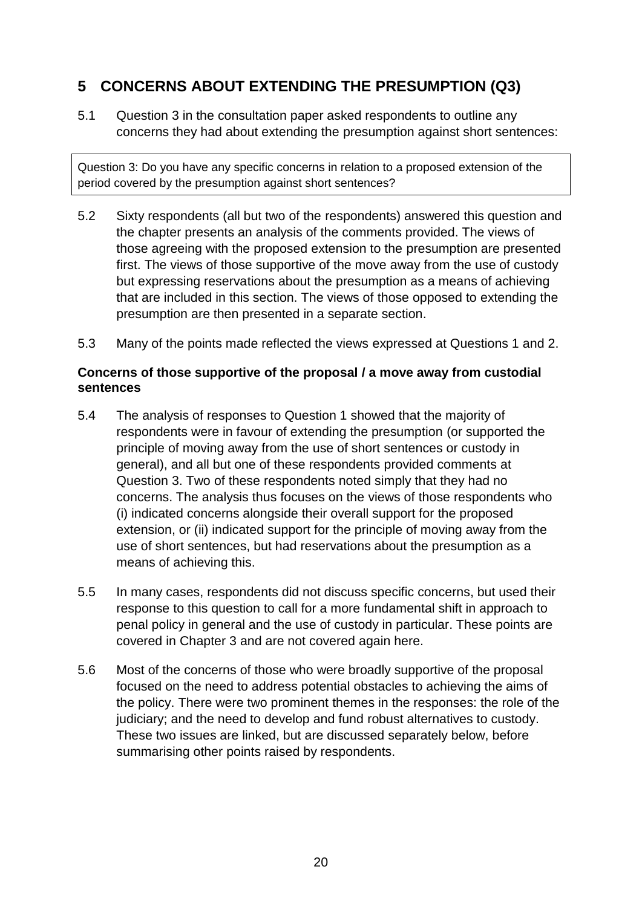# 5 CONCERNS ABOUT EXTENDING THE PRESUMPTION (Q3)

5.1 Question 3 in the consultation paper asked respondents to outline any concerns they had about extending the presumption against short sentences:

> Question 3: Do you have any specific concerns in relation to a proposed extension of the period covered by the presumption against short sentences?

5.2 Sixty respondents (all but two of the respondents) answered this question and the chapter presents an analysis of the comments provided. The views of those agreeing with the proposed extension to the presumption are presented first. The views of those supportive of the move away from the use of custody but expressing reservations about the presumption as a means of achieving that are included in this section. The views of those opposed to extending the presumption are then presented in a separate section.

5.3 Many of the points made reflected the views expressed at Questions 1 and 2.

**Concerns of those supportive of the proposal / a move away from custodial sentences**

5.4 The analysis of responses to Question 1 showed that the majority of respondents were in favour of extending the presumption (or supported the principle of moving away from the use of short sentences or custody in general), and all but one of these respondents provided comments at Question 3. Two of these respondents noted simply that they had no concerns. The analysis thus focuses on the views of those respondents who (i) indicated concerns alongside their overall support for the proposed extension, or (ii) indicated support for the principle of moving away from the use of short sentences, but had reservations about the presumption as a means of achieving this.

5.5 In many cases, respondents did not discuss specific concerns, but used their response to this question to call for a more fundamental shift in approach to penal policy in general and the use of custody in particular. These points are covered in Chapter 3 and are not covered again here.

5.6 Most of the concerns of those who were broadly supportive of the proposal focused on the need to address potential obstacles to achieving the aims of the policy. There were two prominent themes in the responses: the role of the judiciary; and the need to develop and fund robust alternatives to custody. These two issues are linked, but are discussed separately below, before summarising other points raised by respondents.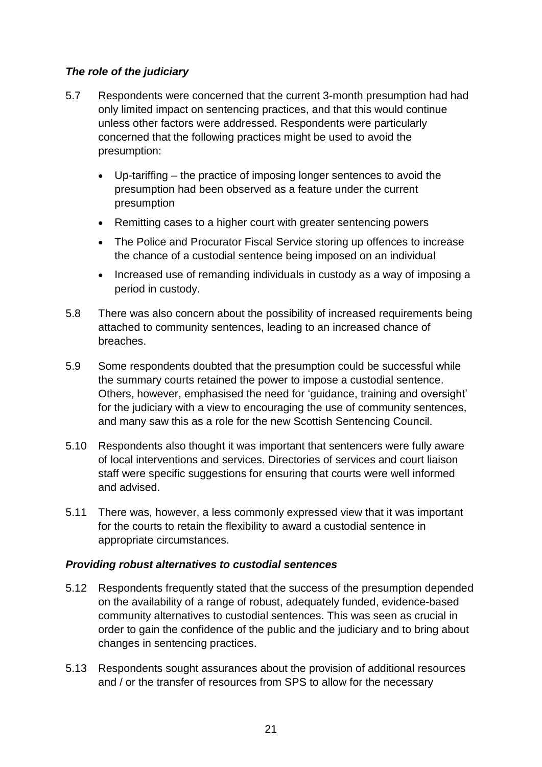### *The role of the judiciary*

5.7 Respondents were concerned that the current 3-month presumption had had only limited impact on sentencing practices, and that this would continue unless other factors were addressed. Respondents were particularly concerned that the following practices might be used to avoid the presumption:

- Up-tariffing – the practice of imposing longer sentences to avoid the presumption had been observed as a feature under the current presumption
- Remitting cases to a higher court with greater sentencing powers
- The Police and Procurator Fiscal Service storing up offences to increase the chance of a custodial sentence being imposed on an individual
- Increased use of remanding individuals in custody as a way of imposing a period in custody.

5.8 There was also concern about the possibility of increased requirements being attached to community sentences, leading to an increased chance of breaches.

5.9 Some respondents doubted that the presumption could be successful while the summary courts retained the power to impose a custodial sentence. Others, however, emphasised the need for 'guidance, training and oversight' for the judiciary with a view to encouraging the use of community sentences, and many saw this as a role for the new Scottish Sentencing Council.

5.10 Respondents also thought it was important that sentencers were fully aware of local interventions and services. Directories of services and court liaison staff were specific suggestions for ensuring that courts were well informed and advised.

5.11 There was, however, a less commonly expressed view that it was important for the courts to retain the flexibility to award a custodial sentence in appropriate circumstances.

### *Providing robust alternatives to custodial sentences*

5.12 Respondents frequently stated that the success of the presumption depended on the availability of a range of robust, adequately funded, evidence-based community alternatives to custodial sentences. This was seen as crucial in order to gain the confidence of the public and the judiciary and to bring about changes in sentencing practices.

5.13 Respondents sought assurances about the provision of additional resources and / or the transfer of resources from SPS to allow for the necessary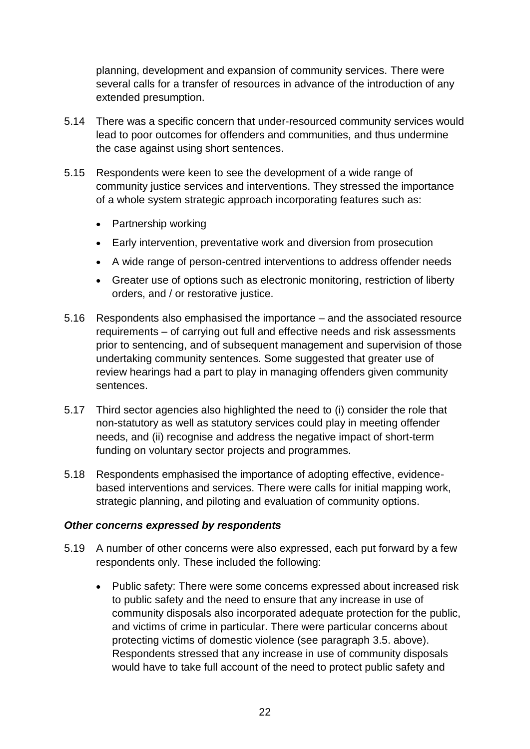planning, development and expansion of community services. There were several calls for a transfer of resources in advance of the introduction of any extended presumption.

5.14 There was a specific concern that under-resourced community services would lead to poor outcomes for offenders and communities, and thus undermine the case against using short sentences.

5.15 Respondents were keen to see the development of a wide range of community justice services and interventions. They stressed the importance of a whole system strategic approach incorporating features such as:

- Partnership working
- Early intervention, preventative work and diversion from prosecution
- A wide range of person-centred interventions to address offender needs
- Greater use of options such as electronic monitoring, restriction of liberty orders, and / or restorative justice.

5.16 Respondents also emphasised the importance – and the associated resource requirements – of carrying out full and effective needs and risk assessments prior to sentencing, and of subsequent management and supervision of those undertaking community sentences. Some suggested that greater use of review hearings had a part to play in managing offenders given community sentences.

5.17 Third sector agencies also highlighted the need to (i) consider the role that non-statutory as well as statutory services could play in meeting offender needs, and (ii) recognise and address the negative impact of short-term funding on voluntary sector projects and programmes.

5.18 Respondents emphasised the importance of adopting effective, evidence-based interventions and services. There were calls for initial mapping work, strategic planning, and piloting and evaluation of community options.

#### *Other concerns expressed by respondents*

5.19 A number of other concerns were also expressed, each put forward by a few respondents only. These included the following:

- Public safety: There were some concerns expressed about increased risk to public safety and the need to ensure that any increase in use of community disposals also incorporated adequate protection for the public, and victims of crime in particular. There were particular concerns about protecting victims of domestic violence (see paragraph 3.5. above). Respondents stressed that any increase in use of community disposals would have to take full account of the need to protect public safety and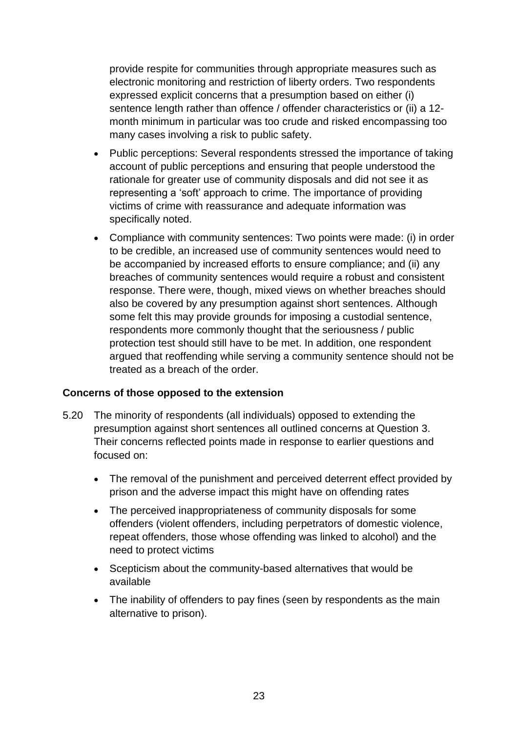provide respite for communities through appropriate measures such as electronic monitoring and restriction of liberty orders. Two respondents expressed explicit concerns that a presumption based on either (i) sentence length rather than offence / offender characteristics or (ii) a 12-month minimum in particular was too crude and risked encompassing too many cases involving a risk to public safety.

- Public perceptions: Several respondents stressed the importance of taking account of public perceptions and ensuring that people understood the rationale for greater use of community disposals and did not see it as representing a 'soft' approach to crime. The importance of providing victims of crime with reassurance and adequate information was specifically noted.
- Compliance with community sentences: Two points were made: (i) in order to be credible, an increased use of community sentences would need to be accompanied by increased efforts to ensure compliance; and (ii) any breaches of community sentences would require a robust and consistent response. There were, though, mixed views on whether breaches should also be covered by any presumption against short sentences. Although some felt this may provide grounds for imposing a custodial sentence, respondents more commonly thought that the seriousness / public protection test should still have to be met. In addition, one respondent argued that reoffending while serving a community sentence should not be treated as a breach of the order.

**Concerns of those opposed to the extension**

5.20 The minority of respondents (all individuals) opposed to extending the presumption against short sentences all outlined concerns at Question 3. Their concerns reflected points made in response to earlier questions and focused on:

- The removal of the punishment and perceived deterrent effect provided by prison and the adverse impact this might have on offending rates
- The perceived inappropriateness of community disposals for some offenders (violent offenders, including perpetrators of domestic violence, repeat offenders, those whose offending was linked to alcohol) and the need to protect victims
- Scepticism about the community-based alternatives that would be available
- The inability of offenders to pay fines (seen by respondents as the main alternative to prison).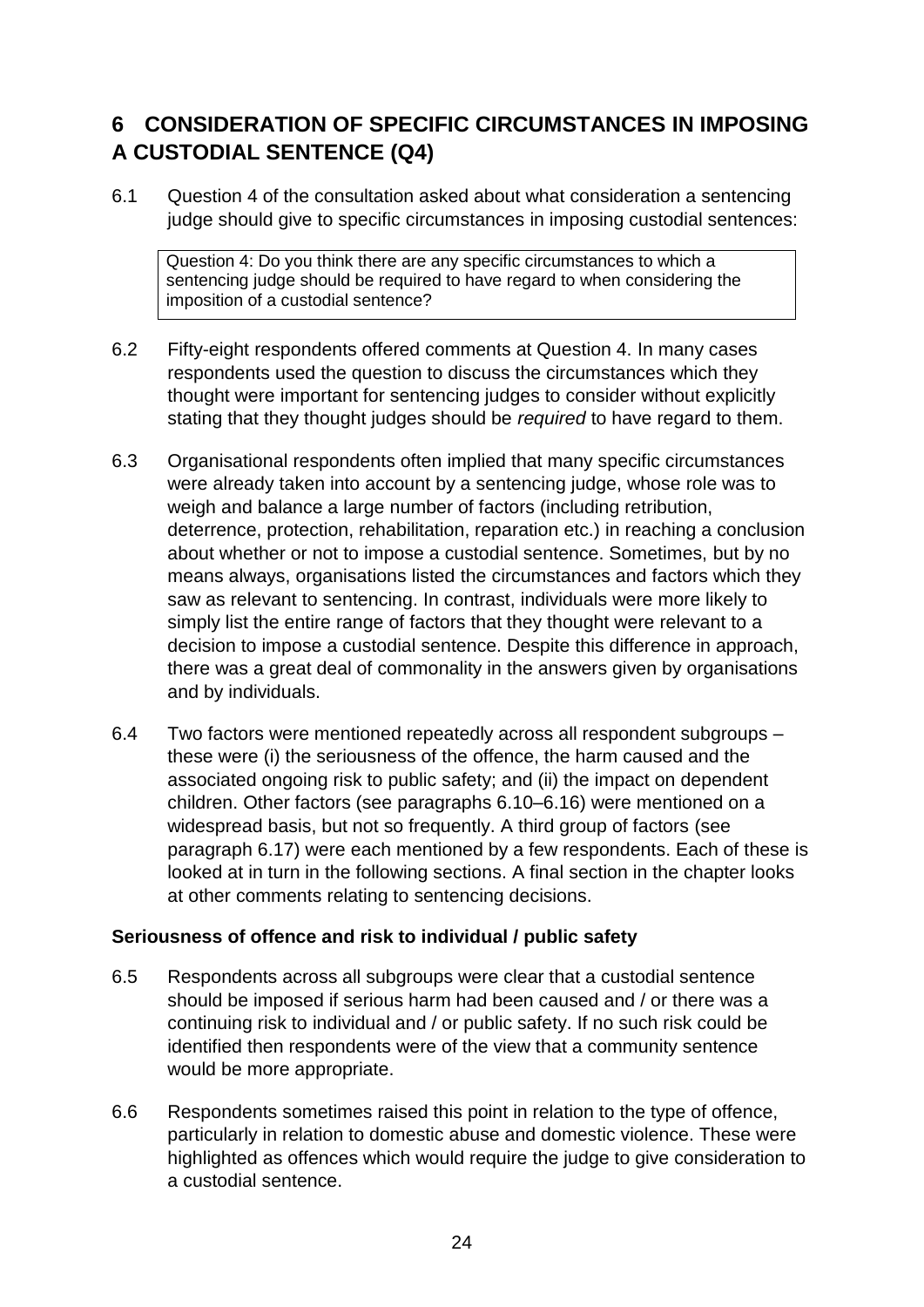## 6 CONSIDERATION OF SPECIFIC CIRCUMSTANCES IN IMPOSING A CUSTODIAL SENTENCE (Q4)

6.1 Question 4 of the consultation asked about what consideration a sentencing judge should give to specific circumstances in imposing custodial sentences:

> Question 4: Do you think there are any specific circumstances to which a sentencing judge should be required to have regard to when considering the imposition of a custodial sentence?

6.2 Fifty-eight respondents offered comments at Question 4. In many cases respondents used the question to discuss the circumstances which they thought were important for sentencing judges to consider without explicitly stating that they thought judges should be *required* to have regard to them.

6.3 Organisational respondents often implied that many specific circumstances were already taken into account by a sentencing judge, whose role was to weigh and balance a large number of factors (including retribution, deterrence, protection, rehabilitation, reparation etc.) in reaching a conclusion about whether or not to impose a custodial sentence. Sometimes, but by no means always, organisations listed the circumstances and factors which they saw as relevant to sentencing. In contrast, individuals were more likely to simply list the entire range of factors that they thought were relevant to a decision to impose a custodial sentence. Despite this difference in approach, there was a great deal of commonality in the answers given by organisations and by individuals.

6.4 Two factors were mentioned repeatedly across all respondent subgroups – these were (i) the seriousness of the offence, the harm caused and the associated ongoing risk to public safety; and (ii) the impact on dependent children. Other factors (see paragraphs 6.10–6.16) were mentioned on a widespread basis, but not so frequently. A third group of factors (see paragraph 6.17) were each mentioned by a few respondents. Each of these is looked at in turn in the following sections. A final section in the chapter looks at other comments relating to sentencing decisions.

### Seriousness of offence and risk to individual / public safety

6.5 Respondents across all subgroups were clear that a custodial sentence should be imposed if serious harm had been caused and / or there was a continuing risk to individual and / or public safety. If no such risk could be identified then respondents were of the view that a community sentence would be more appropriate.

6.6 Respondents sometimes raised this point in relation to the type of offence, particularly in relation to domestic abuse and domestic violence. These were highlighted as offences which would require the judge to give consideration to a custodial sentence.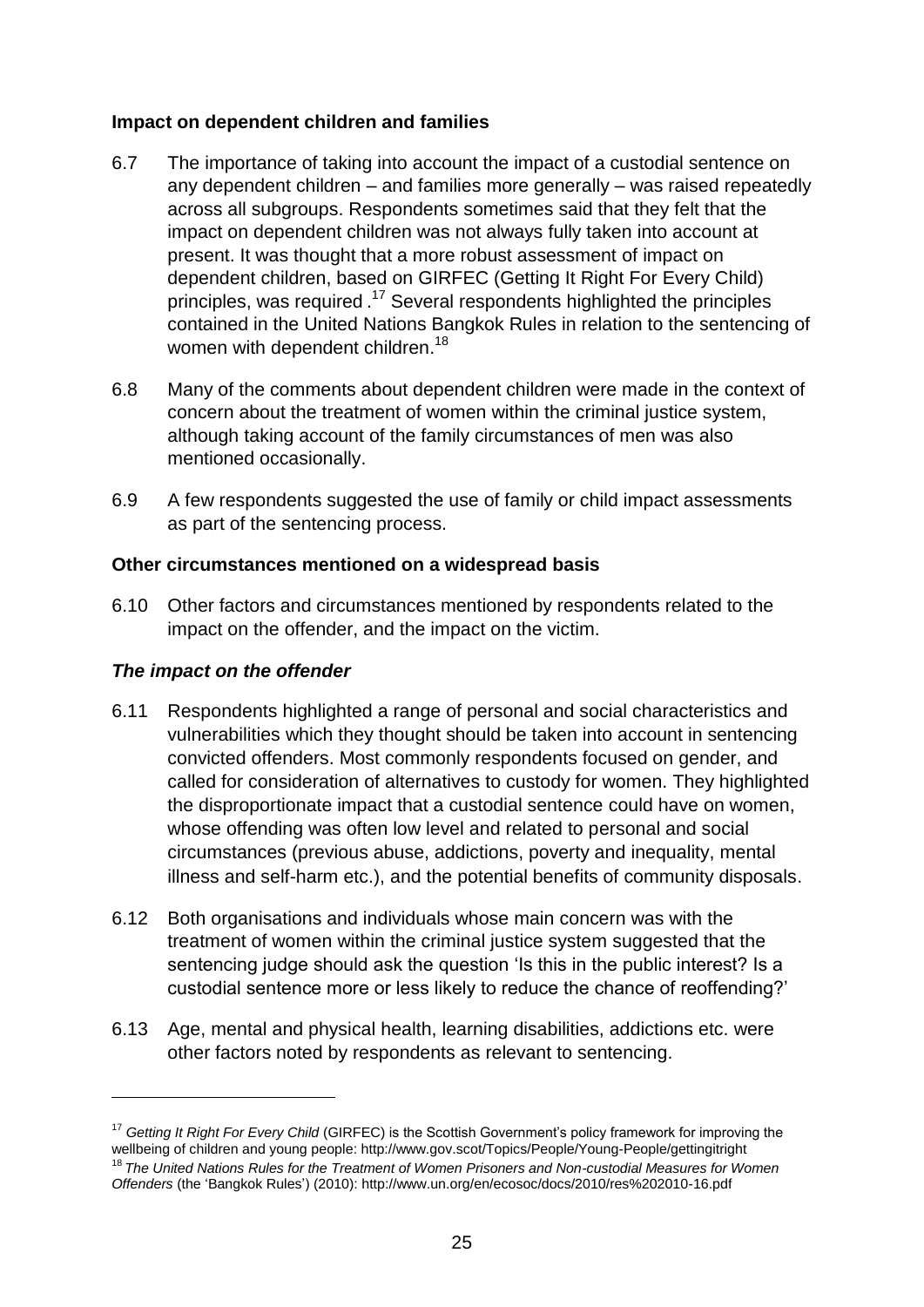**Impact on dependent children and families**

6.7 The importance of taking into account the impact of a custodial sentence on any dependent children – and families more generally – was raised repeatedly across all subgroups. Respondents sometimes said that they felt that the impact on dependent children was not always fully taken into account at present. It was thought that a more robust assessment of impact on dependent children, based on GIRFEC (Getting It Right For Every Child) principles, was required .[17] Several respondents highlighted the principles contained in the United Nations Bangkok Rules in relation to the sentencing of women with dependent children.[18]

6.8 Many of the comments about dependent children were made in the context of concern about the treatment of women within the criminal justice system, although taking account of the family circumstances of men was also mentioned occasionally.

6.9 A few respondents suggested the use of family or child impact assessments as part of the sentencing process.

**Other circumstances mentioned on a widespread basis**

6.10 Other factors and circumstances mentioned by respondents related to the impact on the offender, and the impact on the victim.

***The impact on the offender***

6.11 Respondents highlighted a range of personal and social characteristics and vulnerabilities which they thought should be taken into account in sentencing convicted offenders. Most commonly respondents focused on gender, and called for consideration of alternatives to custody for women. They highlighted the disproportionate impact that a custodial sentence could have on women, whose offending was often low level and related to personal and social circumstances (previous abuse, addictions, poverty and inequality, mental illness and self-harm etc.), and the potential benefits of community disposals.

6.12 Both organisations and individuals whose main concern was with the treatment of women within the criminal justice system suggested that the sentencing judge should ask the question 'Is this in the public interest? Is a custodial sentence more or less likely to reduce the chance of reoffending?'

6.13 Age, mental and physical health, learning disabilities, addictions etc. were other factors noted by respondents as relevant to sentencing.

---

[17] *Getting It Right For Every Child* (GIRFEC) is the Scottish Government's policy framework for improving the wellbeing of children and young people: http://www.gov.scot/Topics/People/Young-People/gettingitright

[18] *The United Nations Rules for the Treatment of Women Prisoners and Non-custodial Measures for Women Offenders* (the 'Bangkok Rules') (2010): http://www.un.org/en/ecosoc/docs/2010/res%202010-16.pdf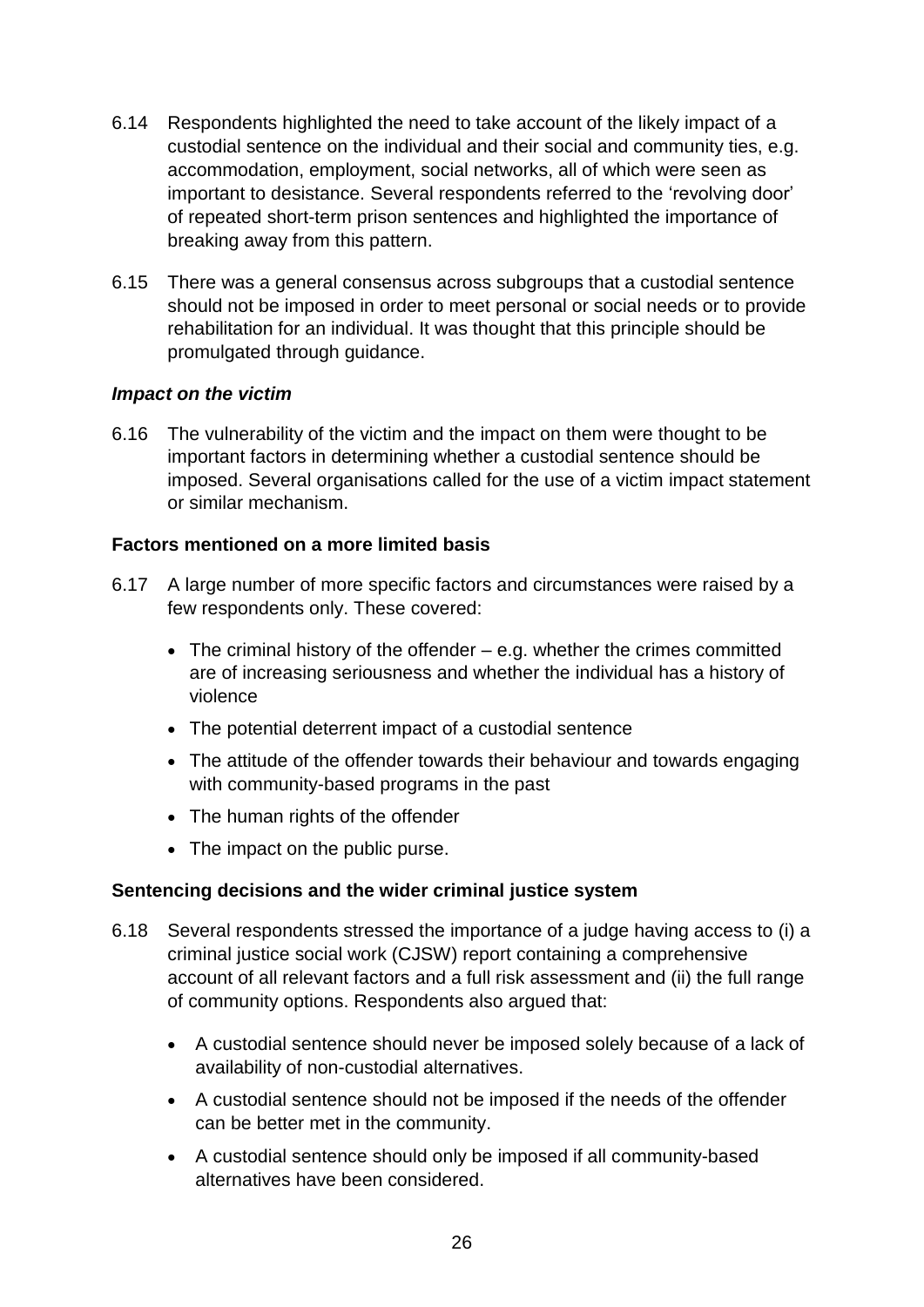6.14 Respondents highlighted the need to take account of the likely impact of a custodial sentence on the individual and their social and community ties, e.g. accommodation, employment, social networks, all of which were seen as important to desistance. Several respondents referred to the 'revolving door' of repeated short-term prison sentences and highlighted the importance of breaking away from this pattern.

6.15 There was a general consensus across subgroups that a custodial sentence should not be imposed in order to meet personal or social needs or to provide rehabilitation for an individual. It was thought that this principle should be promulgated through guidance.

#### *Impact on the victim*

6.16 The vulnerability of the victim and the impact on them were thought to be important factors in determining whether a custodial sentence should be imposed. Several organisations called for the use of a victim impact statement or similar mechanism.

### Factors mentioned on a more limited basis

6.17 A large number of more specific factors and circumstances were raised by a few respondents only. These covered:

- The criminal history of the offender – e.g. whether the crimes committed are of increasing seriousness and whether the individual has a history of violence
- The potential deterrent impact of a custodial sentence
- The attitude of the offender towards their behaviour and towards engaging with community-based programs in the past
- The human rights of the offender
- The impact on the public purse.

### Sentencing decisions and the wider criminal justice system

6.18 Several respondents stressed the importance of a judge having access to (i) a criminal justice social work (CJSW) report containing a comprehensive account of all relevant factors and a full risk assessment and (ii) the full range of community options. Respondents also argued that:

- A custodial sentence should never be imposed solely because of a lack of availability of non-custodial alternatives.
- A custodial sentence should not be imposed if the needs of the offender can be better met in the community.
- A custodial sentence should only be imposed if all community-based alternatives have been considered.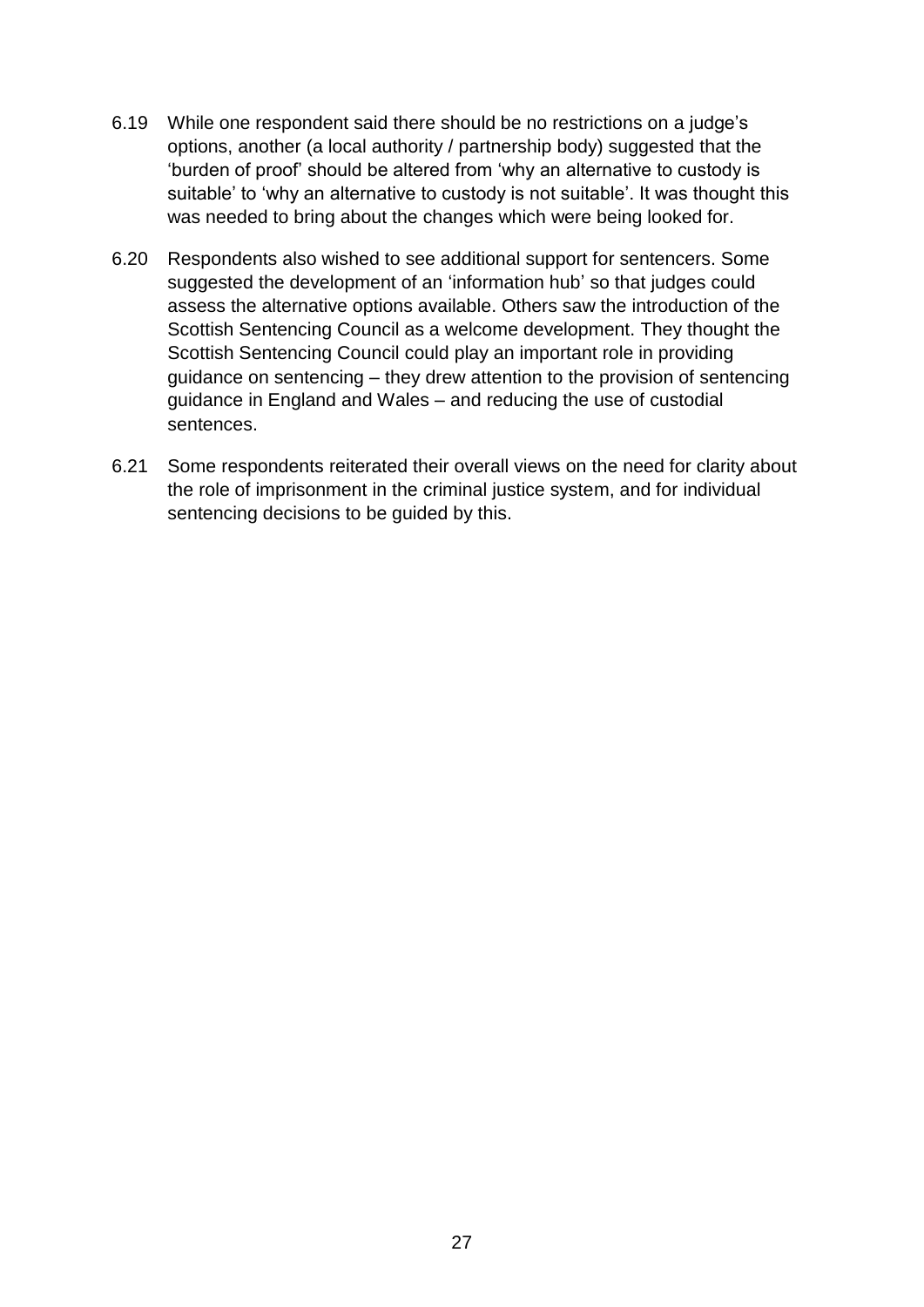6.19 While one respondent said there should be no restrictions on a judge's options, another (a local authority / partnership body) suggested that the 'burden of proof' should be altered from 'why an alternative to custody is suitable' to 'why an alternative to custody is not suitable'. It was thought this was needed to bring about the changes which were being looked for.

6.20 Respondents also wished to see additional support for sentencers. Some suggested the development of an 'information hub' so that judges could assess the alternative options available. Others saw the introduction of the Scottish Sentencing Council as a welcome development. They thought the Scottish Sentencing Council could play an important role in providing guidance on sentencing – they drew attention to the provision of sentencing guidance in England and Wales – and reducing the use of custodial sentences.

6.21 Some respondents reiterated their overall views on the need for clarity about the role of imprisonment in the criminal justice system, and for individual sentencing decisions to be guided by this.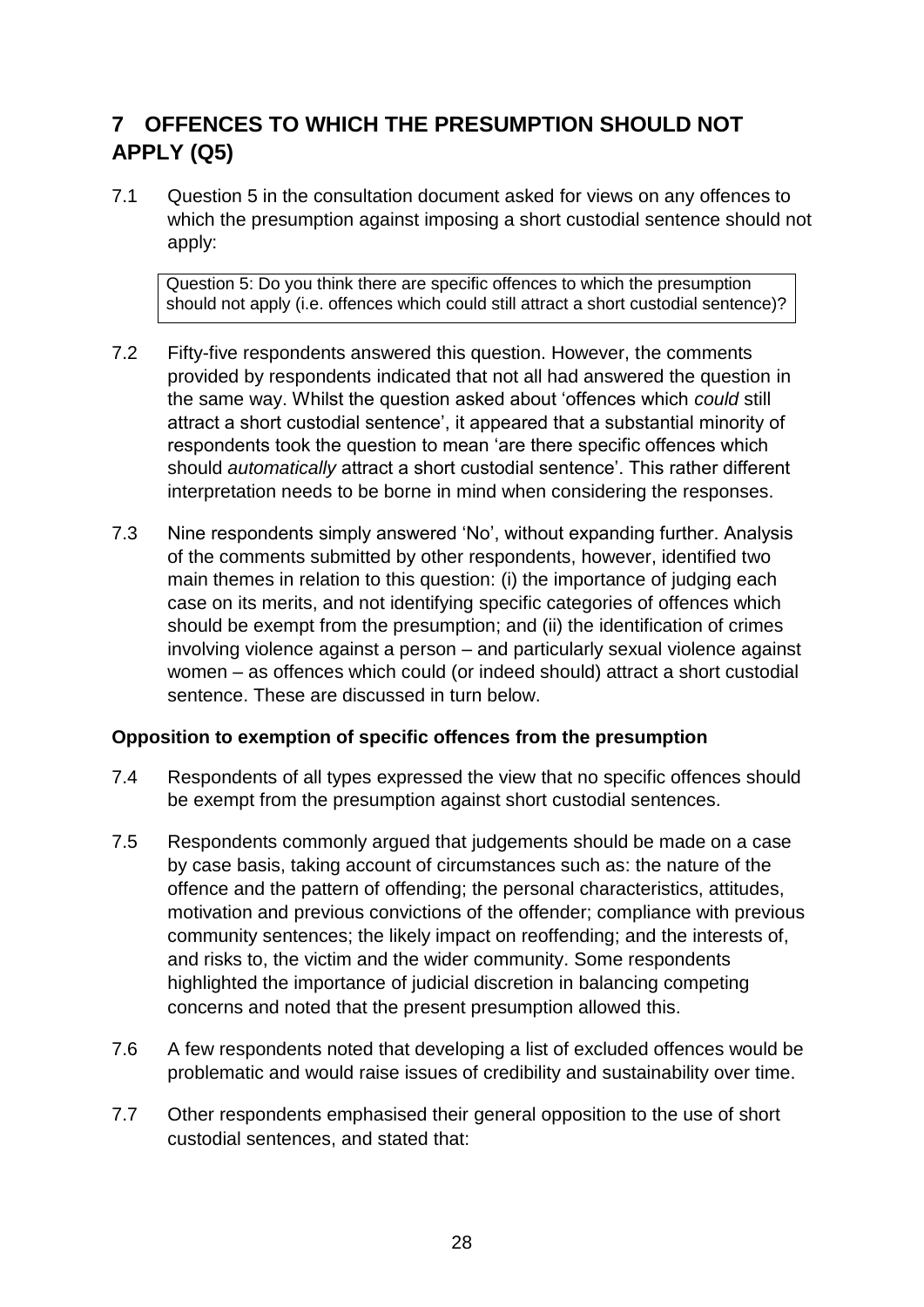## 7 OFFENCES TO WHICH THE PRESUMPTION SHOULD NOT APPLY (Q5)

7.1 Question 5 in the consultation document asked for views on any offences to which the presumption against imposing a short custodial sentence should not apply:

> Question 5: Do you think there are specific offences to which the presumption should not apply (i.e. offences which could still attract a short custodial sentence)?

7.2 Fifty-five respondents answered this question. However, the comments provided by respondents indicated that not all had answered the question in the same way. Whilst the question asked about 'offences which *could* still attract a short custodial sentence', it appeared that a substantial minority of respondents took the question to mean 'are there specific offences which should *automatically* attract a short custodial sentence'. This rather different interpretation needs to be borne in mind when considering the responses.

7.3 Nine respondents simply answered 'No', without expanding further. Analysis of the comments submitted by other respondents, however, identified two main themes in relation to this question: (i) the importance of judging each case on its merits, and not identifying specific categories of offences which should be exempt from the presumption; and (ii) the identification of crimes involving violence against a person – and particularly sexual violence against women – as offences which could (or indeed should) attract a short custodial sentence. These are discussed in turn below.

### Opposition to exemption of specific offences from the presumption

7.4 Respondents of all types expressed the view that no specific offences should be exempt from the presumption against short custodial sentences.

7.5 Respondents commonly argued that judgements should be made on a case by case basis, taking account of circumstances such as: the nature of the offence and the pattern of offending; the personal characteristics, attitudes, motivation and previous convictions of the offender; compliance with previous community sentences; the likely impact on reoffending; and the interests of, and risks to, the victim and the wider community. Some respondents highlighted the importance of judicial discretion in balancing competing concerns and noted that the present presumption allowed this.

7.6 A few respondents noted that developing a list of excluded offences would be problematic and would raise issues of credibility and sustainability over time.

7.7 Other respondents emphasised their general opposition to the use of short custodial sentences, and stated that: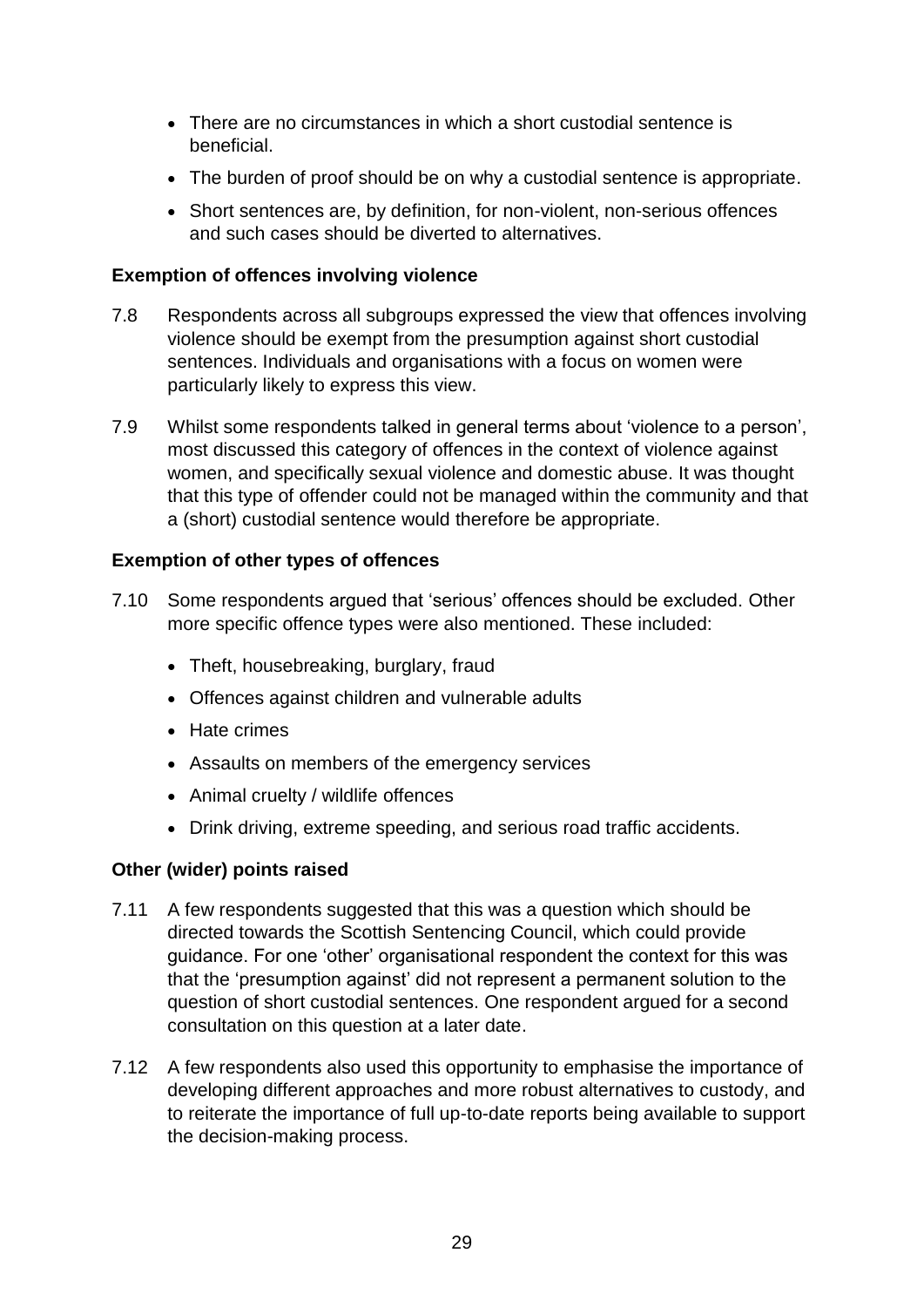- There are no circumstances in which a short custodial sentence is beneficial.
- The burden of proof should be on why a custodial sentence is appropriate.
- Short sentences are, by definition, for non-violent, non-serious offences and such cases should be diverted to alternatives.

**Exemption of offences involving violence**

7.8 Respondents across all subgroups expressed the view that offences involving violence should be exempt from the presumption against short custodial sentences. Individuals and organisations with a focus on women were particularly likely to express this view.

7.9 Whilst some respondents talked in general terms about 'violence to a person', most discussed this category of offences in the context of violence against women, and specifically sexual violence and domestic abuse. It was thought that this type of offender could not be managed within the community and that a (short) custodial sentence would therefore be appropriate.

**Exemption of other types of offences**

7.10 Some respondents argued that 'serious' offences should be excluded. Other more specific offence types were also mentioned. These included:

- Theft, housebreaking, burglary, fraud
- Offences against children and vulnerable adults
- Hate crimes
- Assaults on members of the emergency services
- Animal cruelty / wildlife offences
- Drink driving, extreme speeding, and serious road traffic accidents.

**Other (wider) points raised**

7.11 A few respondents suggested that this was a question which should be directed towards the Scottish Sentencing Council, which could provide guidance. For one 'other' organisational respondent the context for this was that the 'presumption against' did not represent a permanent solution to the question of short custodial sentences. One respondent argued for a second consultation on this question at a later date.

7.12 A few respondents also used this opportunity to emphasise the importance of developing different approaches and more robust alternatives to custody, and to reiterate the importance of full up-to-date reports being available to support the decision-making process.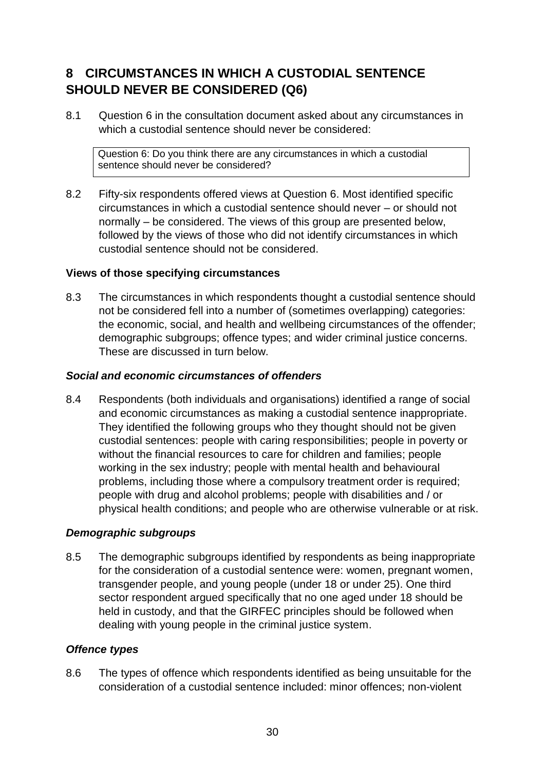## 8 CIRCUMSTANCES IN WHICH A CUSTODIAL SENTENCE SHOULD NEVER BE CONSIDERED (Q6)

8.1 Question 6 in the consultation document asked about any circumstances in which a custodial sentence should never be considered:

> Question 6: Do you think there are any circumstances in which a custodial sentence should never be considered?

8.2 Fifty-six respondents offered views at Question 6. Most identified specific circumstances in which a custodial sentence should never – or should not normally – be considered. The views of this group are presented below, followed by the views of those who did not identify circumstances in which custodial sentence should not be considered.

**Views of those specifying circumstances**

8.3 The circumstances in which respondents thought a custodial sentence should not be considered fell into a number of (sometimes overlapping) categories: the economic, social, and health and wellbeing circumstances of the offender; demographic subgroups; offence types; and wider criminal justice concerns. These are discussed in turn below.

***Social and economic circumstances of offenders***

8.4 Respondents (both individuals and organisations) identified a range of social and economic circumstances as making a custodial sentence inappropriate. They identified the following groups who they thought should not be given custodial sentences: people with caring responsibilities; people in poverty or without the financial resources to care for children and families; people working in the sex industry; people with mental health and behavioural problems, including those where a compulsory treatment order is required; people with drug and alcohol problems; people with disabilities and / or physical health conditions; and people who are otherwise vulnerable or at risk.

***Demographic subgroups***

8.5 The demographic subgroups identified by respondents as being inappropriate for the consideration of a custodial sentence were: women, pregnant women, transgender people, and young people (under 18 or under 25). One third sector respondent argued specifically that no one aged under 18 should be held in custody, and that the GIRFEC principles should be followed when dealing with young people in the criminal justice system.

***Offence types***

8.6 The types of offence which respondents identified as being unsuitable for the consideration of a custodial sentence included: minor offences; non-violent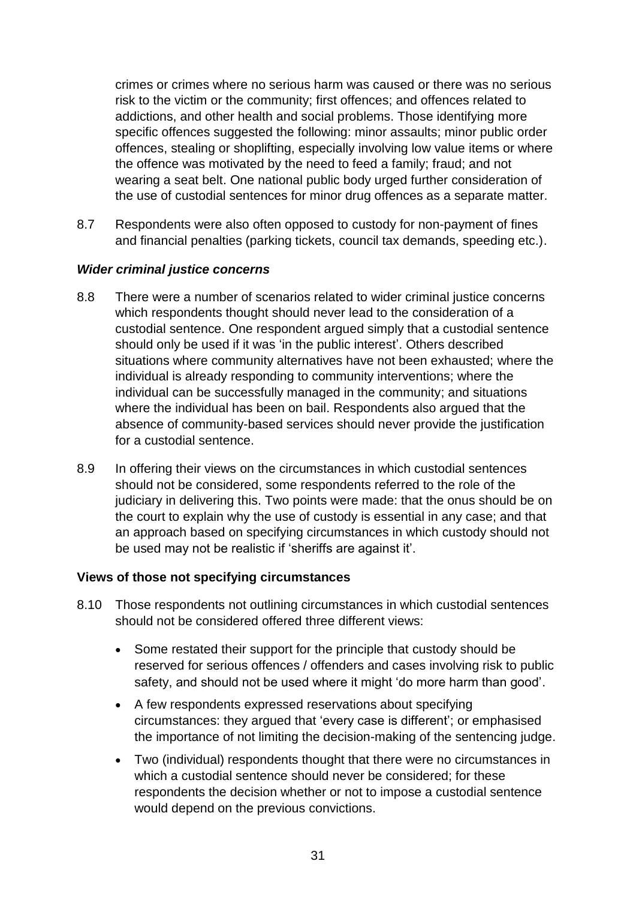crimes or crimes where no serious harm was caused or there was no serious risk to the victim or the community; first offences; and offences related to addictions, and other health and social problems. Those identifying more specific offences suggested the following: minor assaults; minor public order offences, stealing or shoplifting, especially involving low value items or where the offence was motivated by the need to feed a family; fraud; and not wearing a seat belt. One national public body urged further consideration of the use of custodial sentences for minor drug offences as a separate matter.

8.7 Respondents were also often opposed to custody for non-payment of fines and financial penalties (parking tickets, council tax demands, speeding etc.).

### *Wider criminal justice concerns*

8.8 There were a number of scenarios related to wider criminal justice concerns which respondents thought should never lead to the consideration of a custodial sentence. One respondent argued simply that a custodial sentence should only be used if it was 'in the public interest'. Others described situations where community alternatives have not been exhausted; where the individual is already responding to community interventions; where the individual can be successfully managed in the community; and situations where the individual has been on bail. Respondents also argued that the absence of community-based services should never provide the justification for a custodial sentence.

8.9 In offering their views on the circumstances in which custodial sentences should not be considered, some respondents referred to the role of the judiciary in delivering this. Two points were made: that the onus should be on the court to explain why the use of custody is essential in any case; and that an approach based on specifying circumstances in which custody should not be used may not be realistic if 'sheriffs are against it'.

### **Views of those not specifying circumstances**

8.10 Those respondents not outlining circumstances in which custodial sentences should not be considered offered three different views:

- Some restated their support for the principle that custody should be reserved for serious offences / offenders and cases involving risk to public safety, and should not be used where it might 'do more harm than good'.
- A few respondents expressed reservations about specifying circumstances: they argued that 'every case is different'; or emphasised the importance of not limiting the decision-making of the sentencing judge.
- Two (individual) respondents thought that there were no circumstances in which a custodial sentence should never be considered; for these respondents the decision whether or not to impose a custodial sentence would depend on the previous convictions.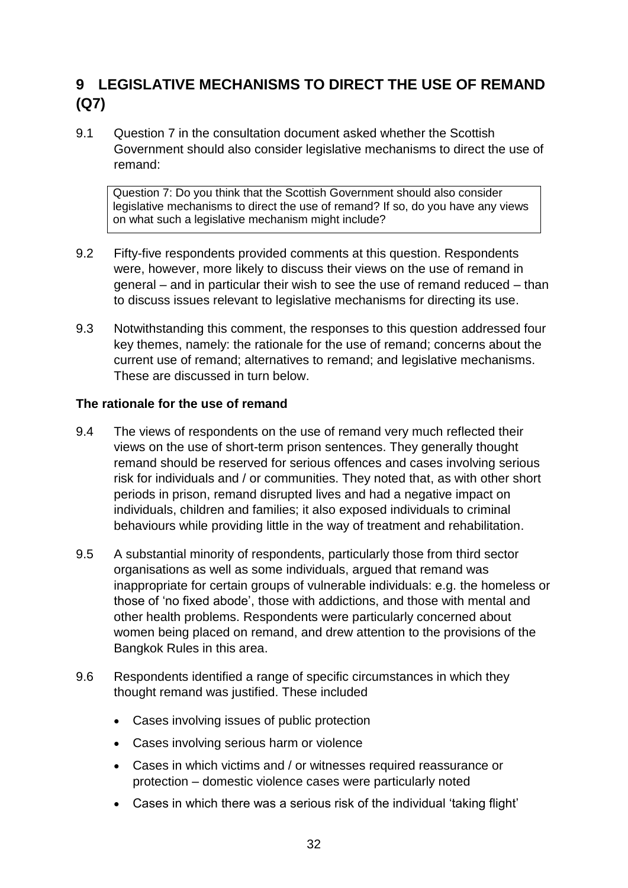## 9 LEGISLATIVE MECHANISMS TO DIRECT THE USE OF REMAND (Q7)

9.1 Question 7 in the consultation document asked whether the Scottish Government should also consider legislative mechanisms to direct the use of remand:

> Question 7: Do you think that the Scottish Government should also consider legislative mechanisms to direct the use of remand? If so, do you have any views on what such a legislative mechanism might include?

9.2 Fifty-five respondents provided comments at this question. Respondents were, however, more likely to discuss their views on the use of remand in general – and in particular their wish to see the use of remand reduced – than to discuss issues relevant to legislative mechanisms for directing its use.

9.3 Notwithstanding this comment, the responses to this question addressed four key themes, namely: the rationale for the use of remand; concerns about the current use of remand; alternatives to remand; and legislative mechanisms. These are discussed in turn below.

**The rationale for the use of remand**

9.4 The views of respondents on the use of remand very much reflected their views on the use of short-term prison sentences. They generally thought remand should be reserved for serious offences and cases involving serious risk for individuals and / or communities. They noted that, as with other short periods in prison, remand disrupted lives and had a negative impact on individuals, children and families; it also exposed individuals to criminal behaviours while providing little in the way of treatment and rehabilitation.

9.5 A substantial minority of respondents, particularly those from third sector organisations as well as some individuals, argued that remand was inappropriate for certain groups of vulnerable individuals: e.g. the homeless or those of 'no fixed abode', those with addictions, and those with mental and other health problems. Respondents were particularly concerned about women being placed on remand, and drew attention to the provisions of the Bangkok Rules in this area.

9.6 Respondents identified a range of specific circumstances in which they thought remand was justified. These included

- Cases involving issues of public protection
- Cases involving serious harm or violence
- Cases in which victims and / or witnesses required reassurance or protection – domestic violence cases were particularly noted
- Cases in which there was a serious risk of the individual 'taking flight'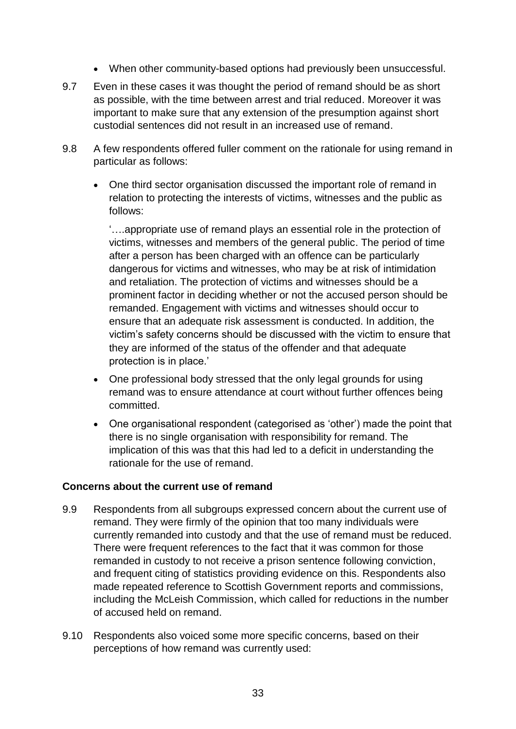- When other community-based options had previously been unsuccessful.

9.7 Even in these cases it was thought the period of remand should be as short as possible, with the time between arrest and trial reduced. Moreover it was important to make sure that any extension of the presumption against short custodial sentences did not result in an increased use of remand.

9.8 A few respondents offered fuller comment on the rationale for using remand in particular as follows:

- One third sector organisation discussed the important role of remand in relation to protecting the interests of victims, witnesses and the public as follows:

  '….appropriate use of remand plays an essential role in the protection of victims, witnesses and members of the general public. The period of time after a person has been charged with an offence can be particularly dangerous for victims and witnesses, who may be at risk of intimidation and retaliation. The protection of victims and witnesses should be a prominent factor in deciding whether or not the accused person should be remanded. Engagement with victims and witnesses should occur to ensure that an adequate risk assessment is conducted. In addition, the victim's safety concerns should be discussed with the victim to ensure that they are informed of the status of the offender and that adequate protection is in place.'

- One professional body stressed that the only legal grounds for using remand was to ensure attendance at court without further offences being committed.
- One organisational respondent (categorised as 'other') made the point that there is no single organisation with responsibility for remand. The implication of this was that this had led to a deficit in understanding the rationale for the use of remand.

**Concerns about the current use of remand**

9.9 Respondents from all subgroups expressed concern about the current use of remand. They were firmly of the opinion that too many individuals were currently remanded into custody and that the use of remand must be reduced. There were frequent references to the fact that it was common for those remanded in custody to not receive a prison sentence following conviction, and frequent citing of statistics providing evidence on this. Respondents also made repeated reference to Scottish Government reports and commissions, including the McLeish Commission, which called for reductions in the number of accused held on remand.

9.10 Respondents also voiced some more specific concerns, based on their perceptions of how remand was currently used: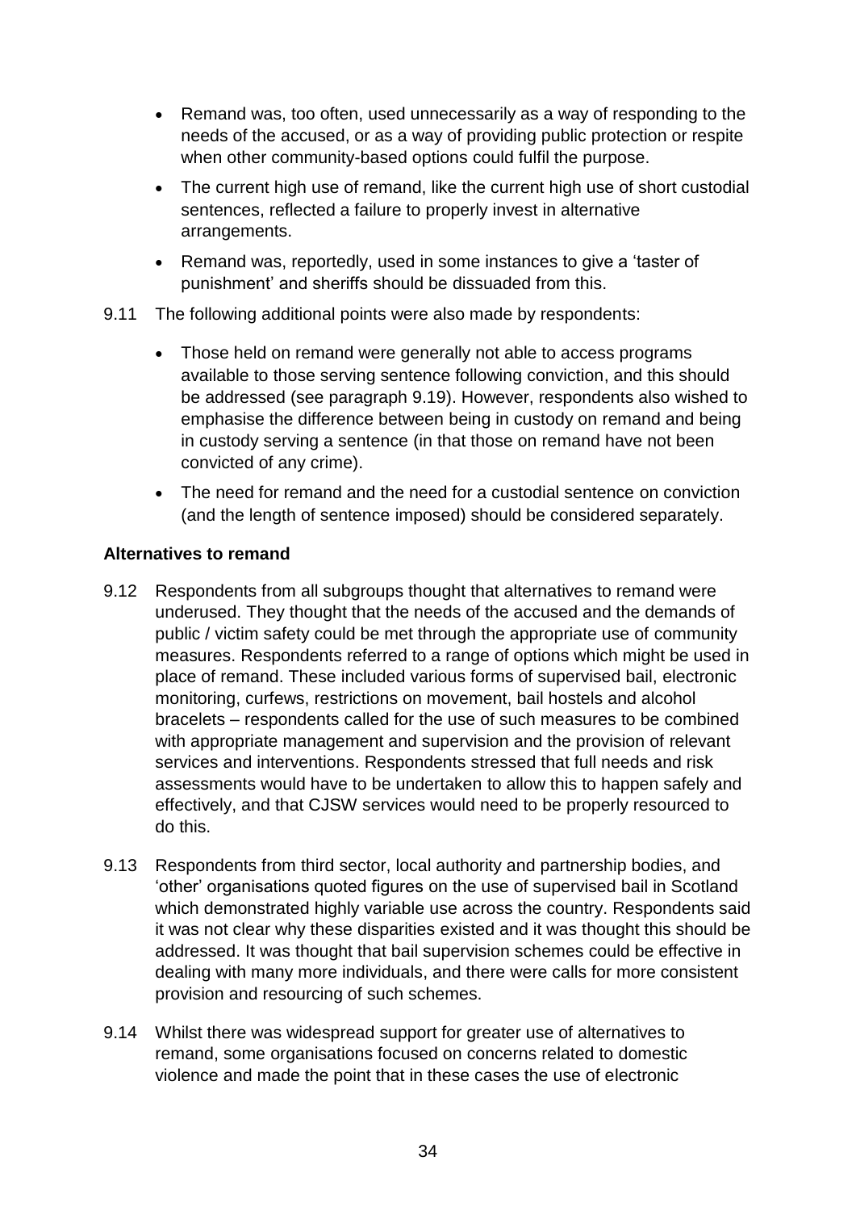- Remand was, too often, used unnecessarily as a way of responding to the needs of the accused, or as a way of providing public protection or respite when other community-based options could fulfil the purpose.
- The current high use of remand, like the current high use of short custodial sentences, reflected a failure to properly invest in alternative arrangements.
- Remand was, reportedly, used in some instances to give a 'taster of punishment' and sheriffs should be dissuaded from this.

9.11 The following additional points were also made by respondents:

- Those held on remand were generally not able to access programs available to those serving sentence following conviction, and this should be addressed (see paragraph 9.19). However, respondents also wished to emphasise the difference between being in custody on remand and being in custody serving a sentence (in that those on remand have not been convicted of any crime).
- The need for remand and the need for a custodial sentence on conviction (and the length of sentence imposed) should be considered separately.

**Alternatives to remand**

9.12 Respondents from all subgroups thought that alternatives to remand were underused. They thought that the needs of the accused and the demands of public / victim safety could be met through the appropriate use of community measures. Respondents referred to a range of options which might be used in place of remand. These included various forms of supervised bail, electronic monitoring, curfews, restrictions on movement, bail hostels and alcohol bracelets – respondents called for the use of such measures to be combined with appropriate management and supervision and the provision of relevant services and interventions. Respondents stressed that full needs and risk assessments would have to be undertaken to allow this to happen safely and effectively, and that CJSW services would need to be properly resourced to do this.

9.13 Respondents from third sector, local authority and partnership bodies, and 'other' organisations quoted figures on the use of supervised bail in Scotland which demonstrated highly variable use across the country. Respondents said it was not clear why these disparities existed and it was thought this should be addressed. It was thought that bail supervision schemes could be effective in dealing with many more individuals, and there were calls for more consistent provision and resourcing of such schemes.

9.14 Whilst there was widespread support for greater use of alternatives to remand, some organisations focused on concerns related to domestic violence and made the point that in these cases the use of electronic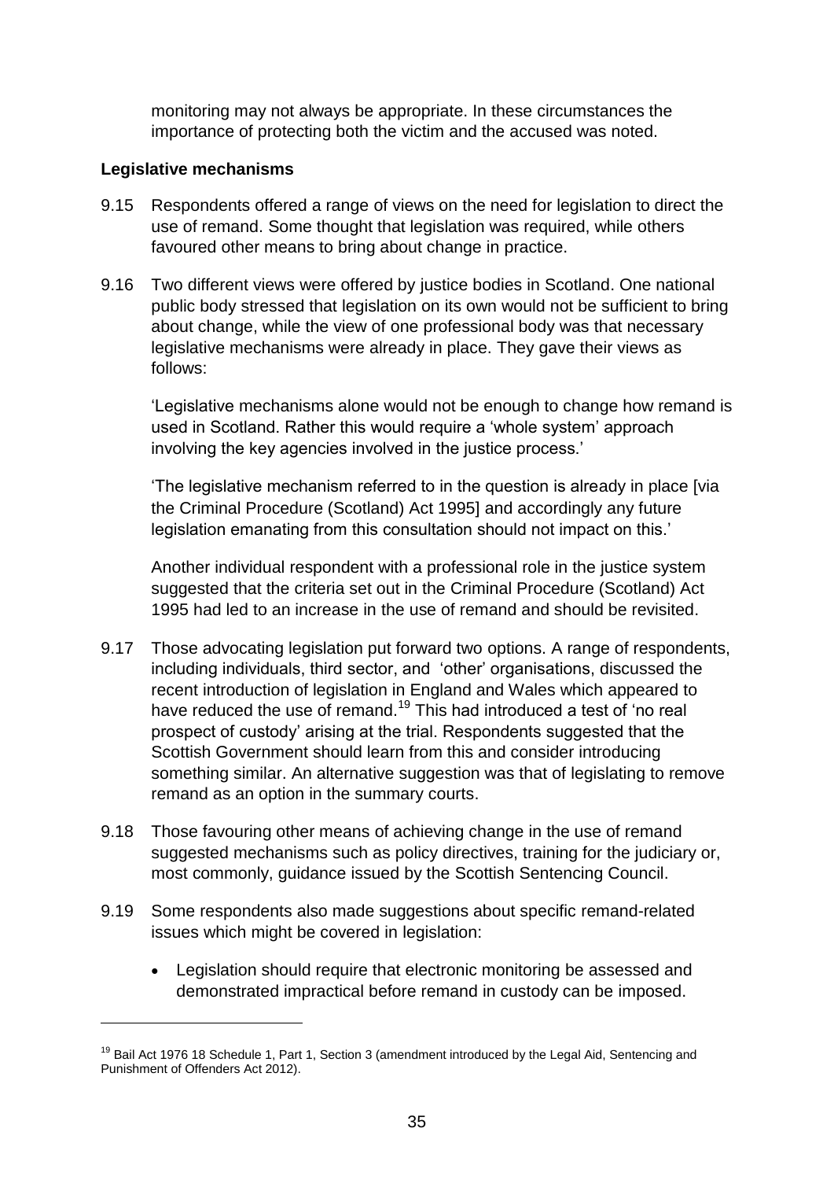monitoring may not always be appropriate. In these circumstances the importance of protecting both the victim and the accused was noted.

**Legislative mechanisms**

9.15 Respondents offered a range of views on the need for legislation to direct the use of remand. Some thought that legislation was required, while others favoured other means to bring about change in practice.

9.16 Two different views were offered by justice bodies in Scotland. One national public body stressed that legislation on its own would not be sufficient to bring about change, while the view of one professional body was that necessary legislative mechanisms were already in place. They gave their views as follows:

'Legislative mechanisms alone would not be enough to change how remand is used in Scotland. Rather this would require a 'whole system' approach involving the key agencies involved in the justice process.'

'The legislative mechanism referred to in the question is already in place [via the Criminal Procedure (Scotland) Act 1995] and accordingly any future legislation emanating from this consultation should not impact on this.'

Another individual respondent with a professional role in the justice system suggested that the criteria set out in the Criminal Procedure (Scotland) Act 1995 had led to an increase in the use of remand and should be revisited.

9.17 Those advocating legislation put forward two options. A range of respondents, including individuals, third sector, and 'other' organisations, discussed the recent introduction of legislation in England and Wales which appeared to have reduced the use of remand.[19] This had introduced a test of 'no real prospect of custody' arising at the trial. Respondents suggested that the Scottish Government should learn from this and consider introducing something similar. An alternative suggestion was that of legislating to remove remand as an option in the summary courts.

9.18 Those favouring other means of achieving change in the use of remand suggested mechanisms such as policy directives, training for the judiciary or, most commonly, guidance issued by the Scottish Sentencing Council.

9.19 Some respondents also made suggestions about specific remand-related issues which might be covered in legislation:

- Legislation should require that electronic monitoring be assessed and demonstrated impractical before remand in custody can be imposed.

---

[19] Bail Act 1976 18 Schedule 1, Part 1, Section 3 (amendment introduced by the Legal Aid, Sentencing and Punishment of Offenders Act 2012).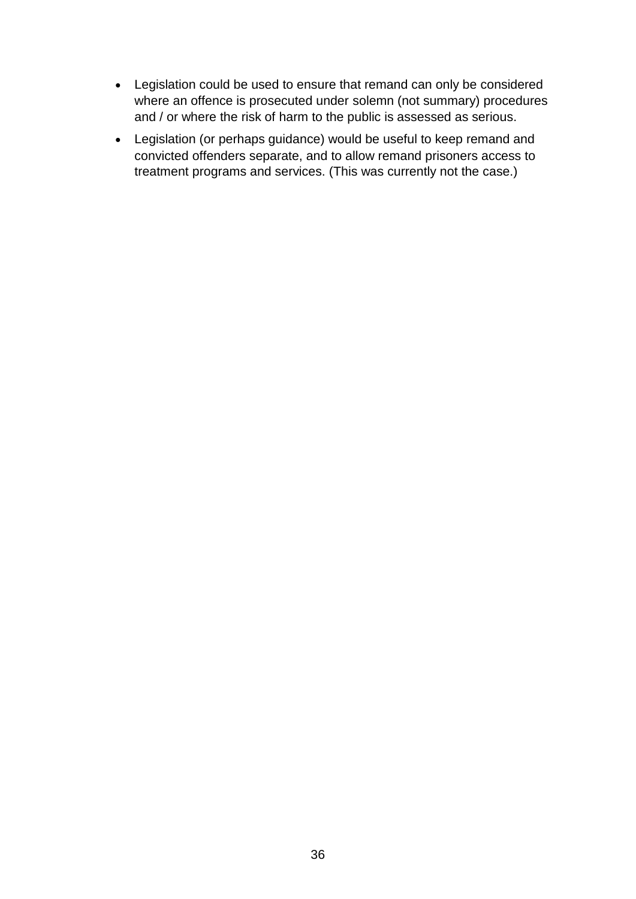- Legislation could be used to ensure that remand can only be considered where an offence is prosecuted under solemn (not summary) procedures and / or where the risk of harm to the public is assessed as serious.
- Legislation (or perhaps guidance) would be useful to keep remand and convicted offenders separate, and to allow remand prisoners access to treatment programs and services. (This was currently not the case.)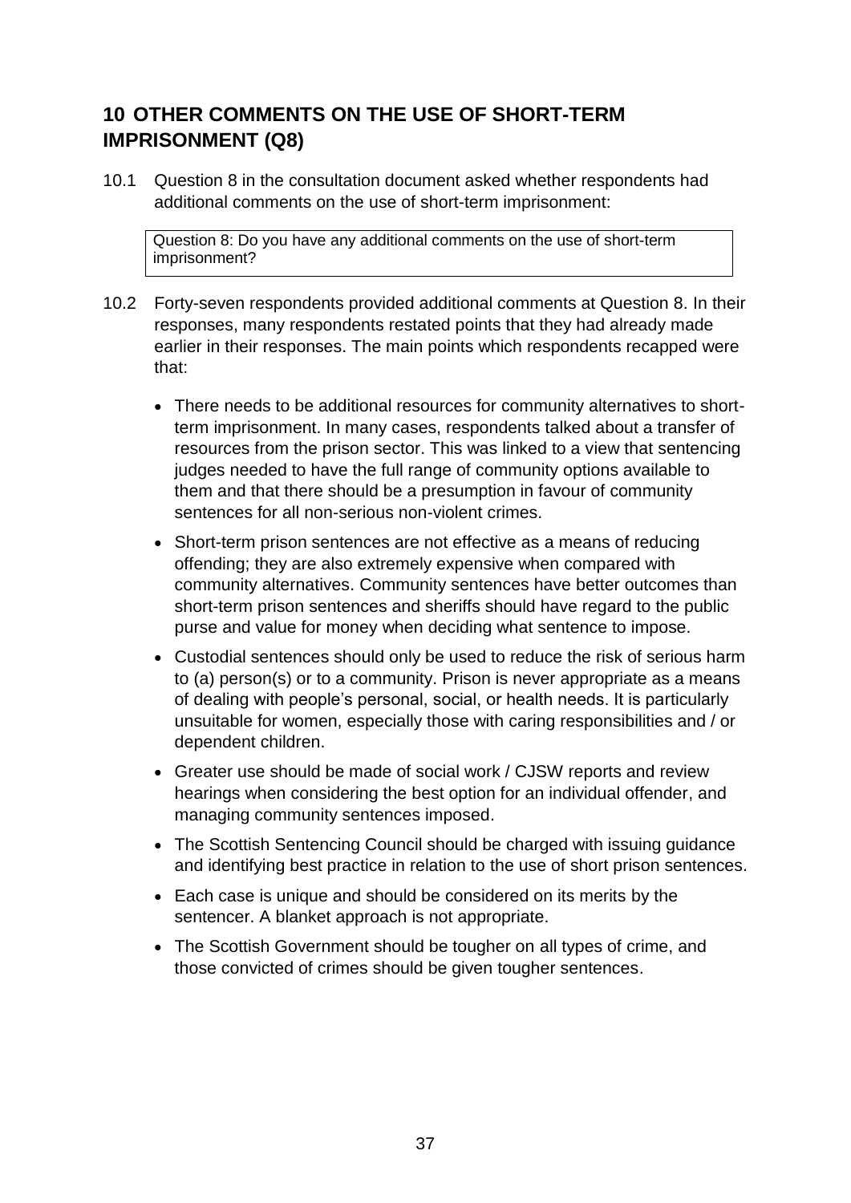## 10 OTHER COMMENTS ON THE USE OF SHORT-TERM IMPRISONMENT (Q8)

10.1 Question 8 in the consultation document asked whether respondents had additional comments on the use of short-term imprisonment:

> Question 8: Do you have any additional comments on the use of short-term imprisonment?

10.2 Forty-seven respondents provided additional comments at Question 8. In their responses, many respondents restated points that they had already made earlier in their responses. The main points which respondents recapped were that:

- There needs to be additional resources for community alternatives to short-term imprisonment. In many cases, respondents talked about a transfer of resources from the prison sector. This was linked to a view that sentencing judges needed to have the full range of community options available to them and that there should be a presumption in favour of community sentences for all non-serious non-violent crimes.
- Short-term prison sentences are not effective as a means of reducing offending; they are also extremely expensive when compared with community alternatives. Community sentences have better outcomes than short-term prison sentences and sheriffs should have regard to the public purse and value for money when deciding what sentence to impose.
- Custodial sentences should only be used to reduce the risk of serious harm to (a) person(s) or to a community. Prison is never appropriate as a means of dealing with people's personal, social, or health needs. It is particularly unsuitable for women, especially those with caring responsibilities and / or dependent children.
- Greater use should be made of social work / CJSW reports and review hearings when considering the best option for an individual offender, and managing community sentences imposed.
- The Scottish Sentencing Council should be charged with issuing guidance and identifying best practice in relation to the use of short prison sentences.
- Each case is unique and should be considered on its merits by the sentencer. A blanket approach is not appropriate.
- The Scottish Government should be tougher on all types of crime, and those convicted of crimes should be given tougher sentences.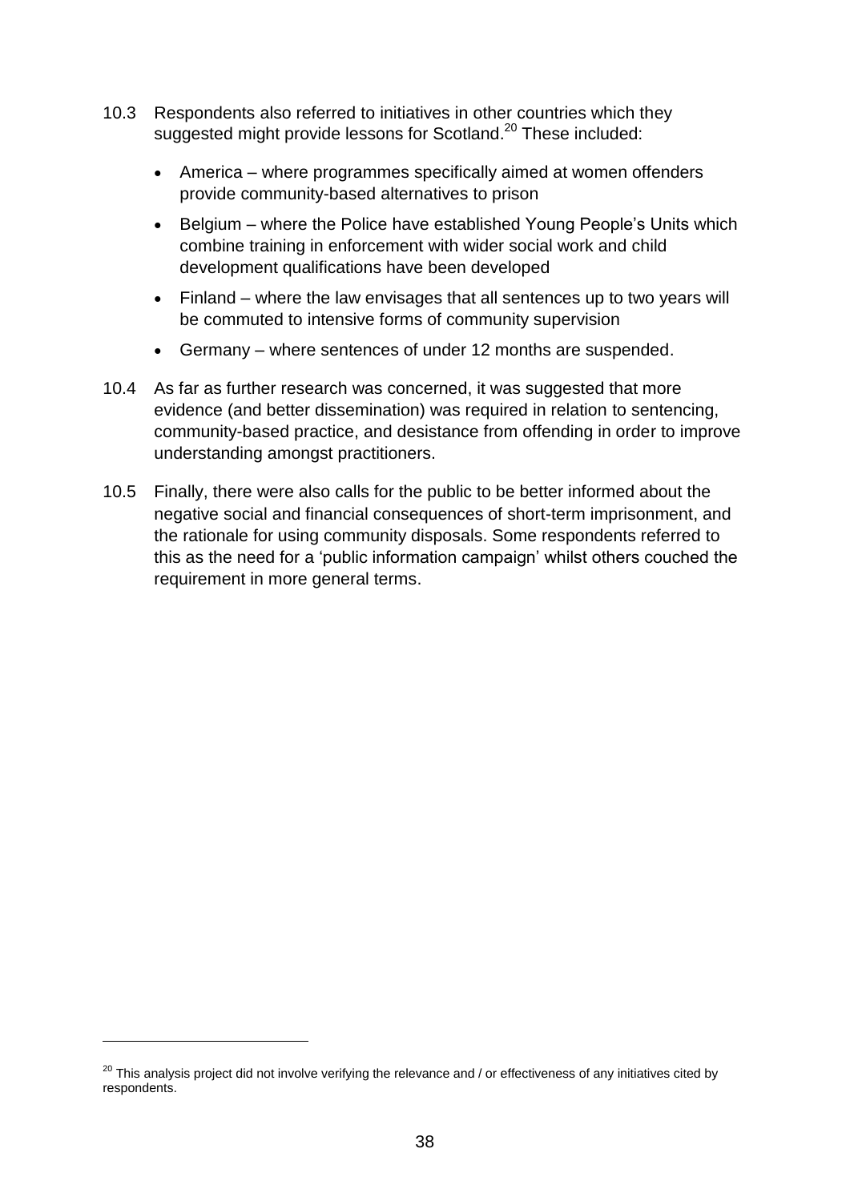10.3 Respondents also referred to initiatives in other countries which they suggested might provide lessons for Scotland.[20] These included:

- America – where programmes specifically aimed at women offenders provide community-based alternatives to prison
- Belgium – where the Police have established Young People's Units which combine training in enforcement with wider social work and child development qualifications have been developed
- Finland – where the law envisages that all sentences up to two years will be commuted to intensive forms of community supervision
- Germany – where sentences of under 12 months are suspended.

10.4 As far as further research was concerned, it was suggested that more evidence (and better dissemination) was required in relation to sentencing, community-based practice, and desistance from offending in order to improve understanding amongst practitioners.

10.5 Finally, there were also calls for the public to be better informed about the negative social and financial consequences of short-term imprisonment, and the rationale for using community disposals. Some respondents referred to this as the need for a 'public information campaign' whilst others couched the requirement in more general terms.

[20] This analysis project did not involve verifying the relevance and / or effectiveness of any initiatives cited by respondents.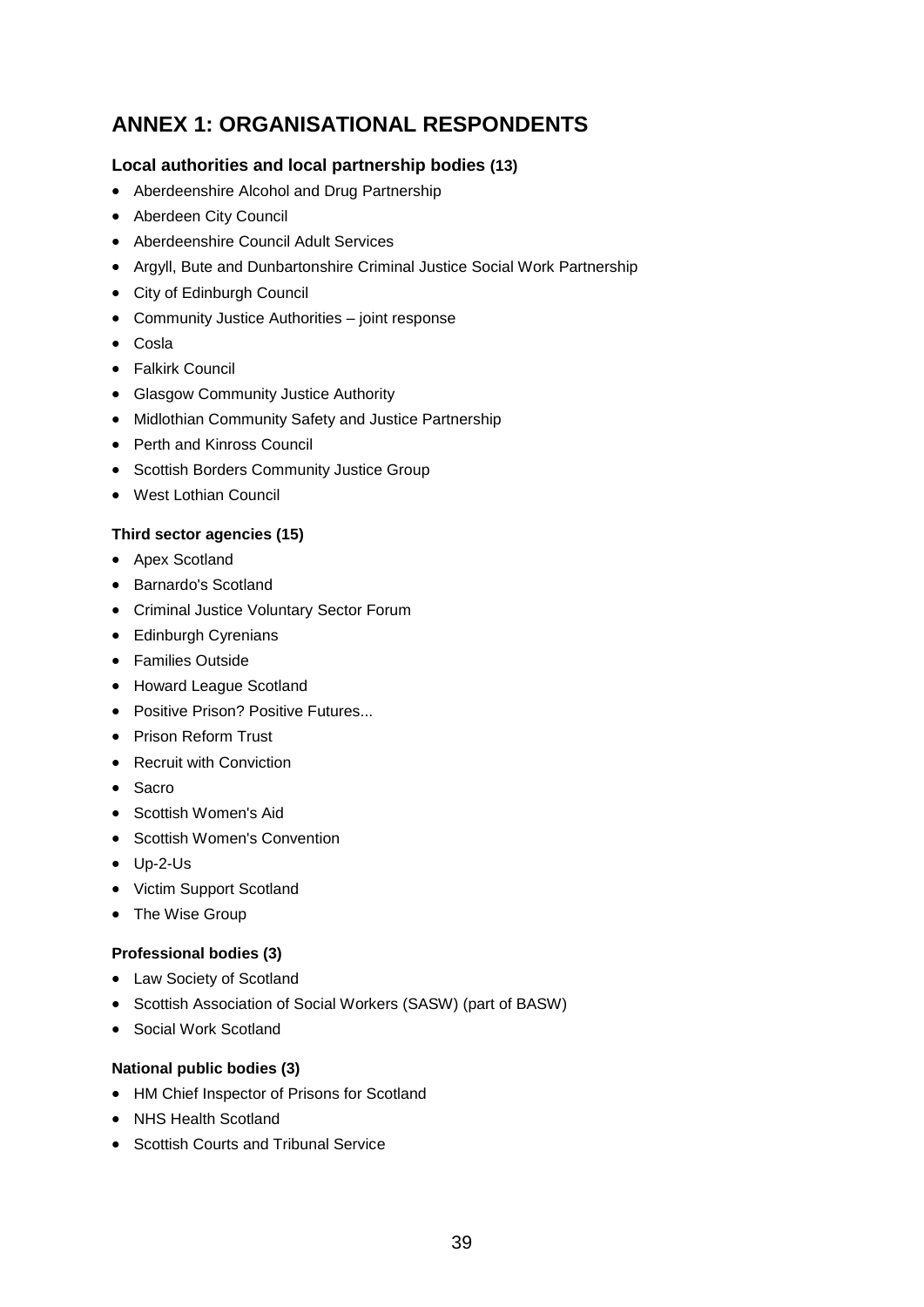# ANNEX 1: ORGANISATIONAL RESPONDENTS

### Local authorities and local partnership bodies (13)

- Aberdeenshire Alcohol and Drug Partnership
- Aberdeen City Council
- Aberdeenshire Council Adult Services
- Argyll, Bute and Dunbartonshire Criminal Justice Social Work Partnership
- City of Edinburgh Council
- Community Justice Authorities – joint response
- Cosla
- Falkirk Council
- Glasgow Community Justice Authority
- Midlothian Community Safety and Justice Partnership
- Perth and Kinross Council
- Scottish Borders Community Justice Group
- West Lothian Council

#### Third sector agencies (15)

- Apex Scotland
- Barnardo's Scotland
- Criminal Justice Voluntary Sector Forum
- Edinburgh Cyrenians
- Families Outside
- Howard League Scotland
- Positive Prison? Positive Futures...
- Prison Reform Trust
- Recruit with Conviction
- Sacro
- Scottish Women's Aid
- Scottish Women's Convention
- Up-2-Us
- Victim Support Scotland
- The Wise Group

#### Professional bodies (3)

- Law Society of Scotland
- Scottish Association of Social Workers (SASW) (part of BASW)
- Social Work Scotland

#### National public bodies (3)

- HM Chief Inspector of Prisons for Scotland
- NHS Health Scotland
- Scottish Courts and Tribunal Service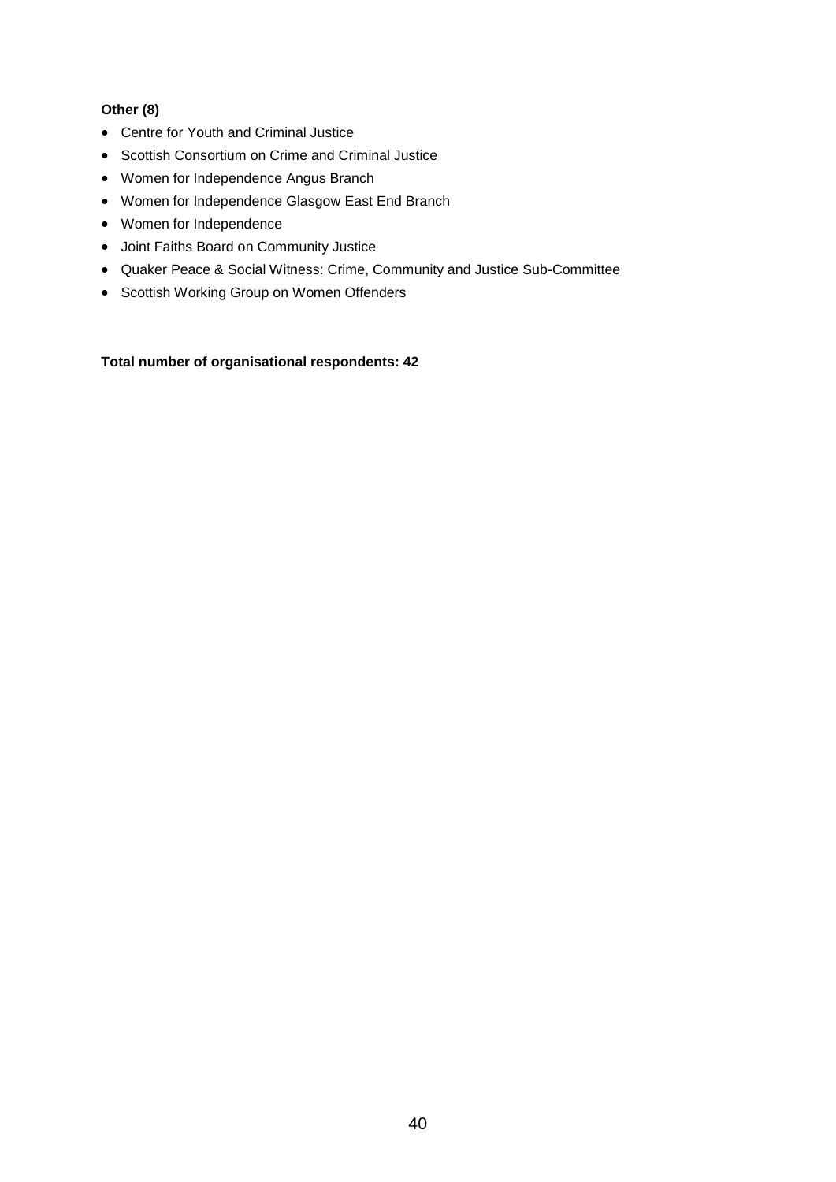**Other (8)**

- Centre for Youth and Criminal Justice
- Scottish Consortium on Crime and Criminal Justice
- Women for Independence Angus Branch
- Women for Independence Glasgow East End Branch
- Women for Independence
- Joint Faiths Board on Community Justice
- Quaker Peace & Social Witness: Crime, Community and Justice Sub-Committee
- Scottish Working Group on Women Offenders

**Total number of organisational respondents: 42**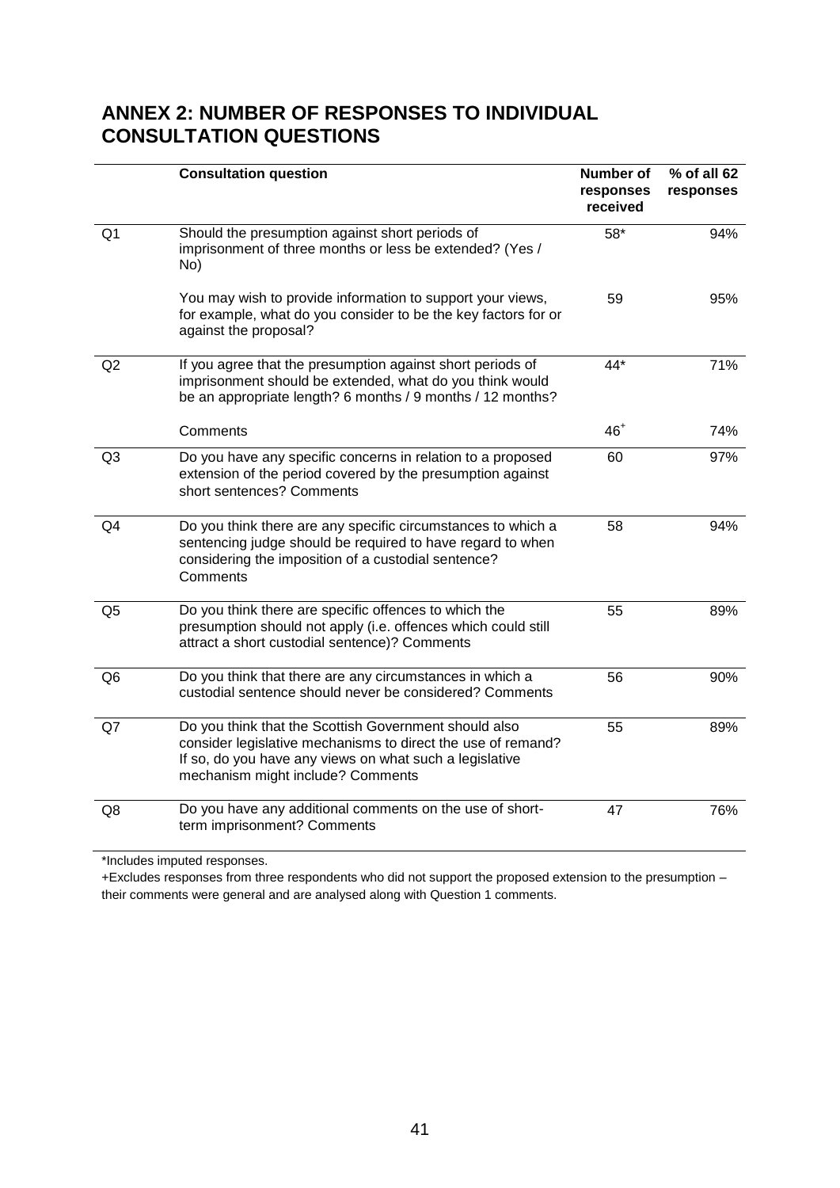## ANNEX 2: NUMBER OF RESPONSES TO INDIVIDUAL CONSULTATION QUESTIONS

| | Consultation question | Number of responses received | % of all 62 responses |
|---|---|---|---|
| Q1 | Should the presumption against short periods of imprisonment of three months or less be extended? (Yes / No) | 58* | 94% |
| | You may wish to provide information to support your views, for example, what do you consider to be the key factors for or against the proposal? | 59 | 95% |
| Q2 | If you agree that the presumption against short periods of imprisonment should be extended, what do you think would be an appropriate length? 6 months / 9 months / 12 months? | 44* | 71% |
| | Comments | 46+ | 74% |
| Q3 | Do you have any specific concerns in relation to a proposed extension of the period covered by the presumption against short sentences? Comments | 60 | 97% |
| Q4 | Do you think there are any specific circumstances to which a sentencing judge should be required to have regard to when considering the imposition of a custodial sentence? Comments | 58 | 94% |
| Q5 | Do you think there are specific offences to which the presumption should not apply (i.e. offences which could still attract a short custodial sentence)? Comments | 55 | 89% |
| Q6 | Do you think that there are any circumstances in which a custodial sentence should never be considered? Comments | 56 | 90% |
| Q7 | Do you think that the Scottish Government should also consider legislative mechanisms to direct the use of remand? If so, do you have any views on what such a legislative mechanism might include? Comments | 55 | 89% |
| Q8 | Do you have any additional comments on the use of short-term imprisonment? Comments | 47 | 76% |

*Includes imputed responses.

+Excludes responses from three respondents who did not support the proposed extension to the presumption – their comments were general and are analysed along with Question 1 comments.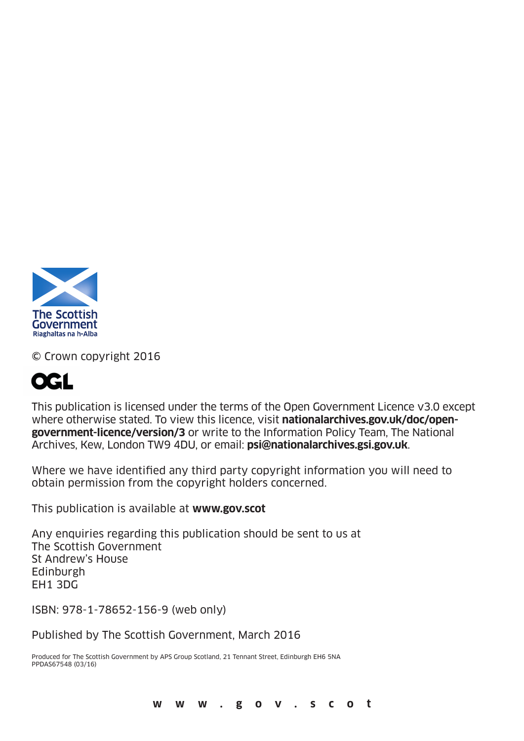The Scottish Government
Riaghaltas na h-Alba

© Crown copyright 2016

OGL

This publication is licensed under the terms of the Open Government Licence v3.0 except where otherwise stated. To view this licence, visit **nationalarchives.gov.uk/doc/open-government-licence/version/3** or write to the Information Policy Team, The National Archives, Kew, London TW9 4DU, or email: **psi@nationalarchives.gsi.gov.uk**.

Where we have identified any third party copyright information you will need to obtain permission from the copyright holders concerned.

This publication is available at **www.gov.scot**

Any enquiries regarding this publication should be sent to us at
The Scottish Government
St Andrew's House
Edinburgh
EH1 3DG

ISBN: 978-1-78652-156-9 (web only)

Published by The Scottish Government, March 2016

Produced for The Scottish Government by APS Group Scotland, 21 Tennant Street, Edinburgh EH6 5NA
PPDAS67548 (03/16)

**w w w . g o v . s c o t**